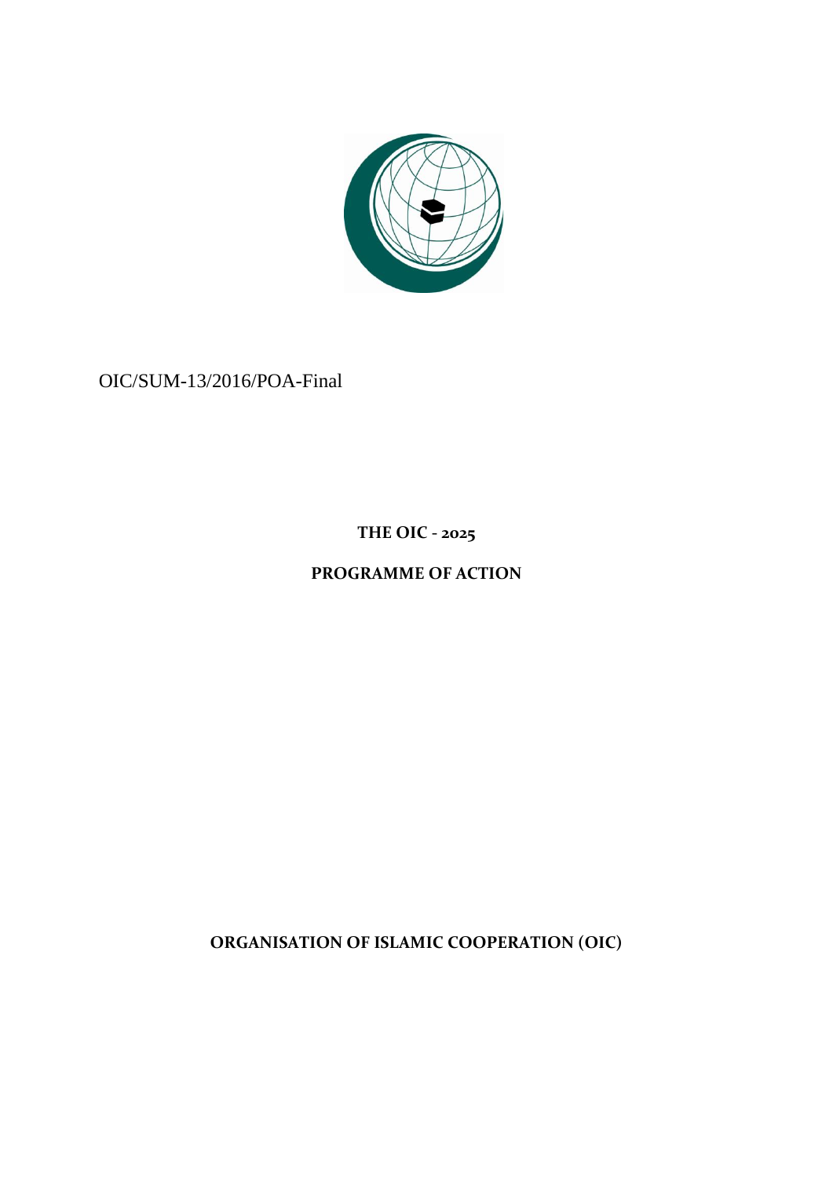OIC/SUM-13/2016/POA-Final

# THE OIC - 2025

# PROGRAMME OF ACTION

**ORGANISATION OF ISLAMIC COOPERATION (OIC)**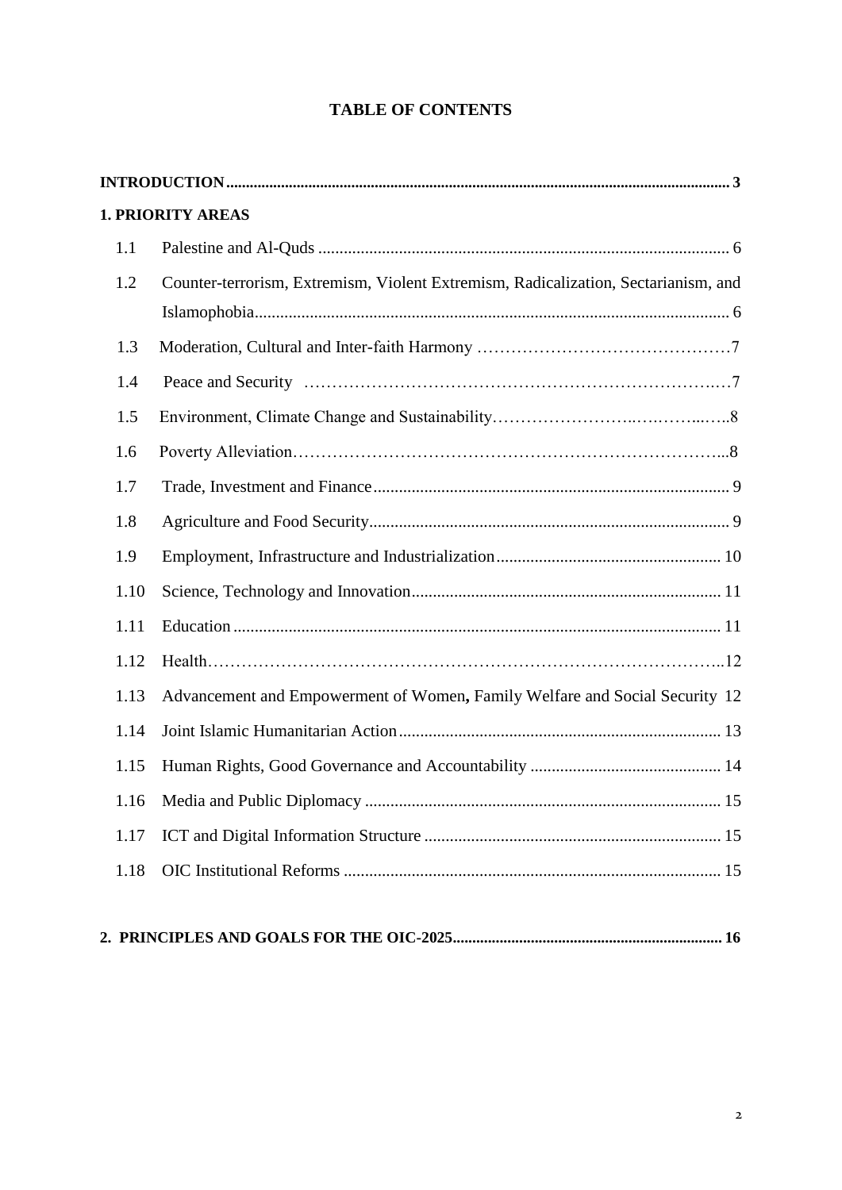## TABLE OF CONTENTS

**INTRODUCTION** ........ **3**

**1. PRIORITY AREAS**

- 1.1 Palestine and Al-Quds ........ 6
- 1.2 Counter-terrorism, Extremism, Violent Extremism, Radicalization, Sectarianism, and Islamophobia ........ 6
- 1.3 Moderation, Cultural and Inter-faith Harmony ........ 7
- 1.4 Peace and Security ........ 7
- 1.5 Environment, Climate Change and Sustainability ........ 8
- 1.6 Poverty Alleviation ........ 8
- 1.7 Trade, Investment and Finance ........ 9
- 1.8 Agriculture and Food Security ........ 9
- 1.9 Employment, Infrastructure and Industrialization ........ 10
- 1.10 Science, Technology and Innovation ........ 11
- 1.11 Education ........ 11
- 1.12 Health ........ 12
- 1.13 Advancement and Empowerment of Women**,** Family Welfare and Social Security 12
- 1.14 Joint Islamic Humanitarian Action ........ 13
- 1.15 Human Rights, Good Governance and Accountability ........ 14
- 1.16 Media and Public Diplomacy ........ 15
- 1.17 ICT and Digital Information Structure ........ 15
- 1.18 OIC Institutional Reforms ........ 15

**2. PRINCIPLES AND GOALS FOR THE OIC-2025** ........ **16**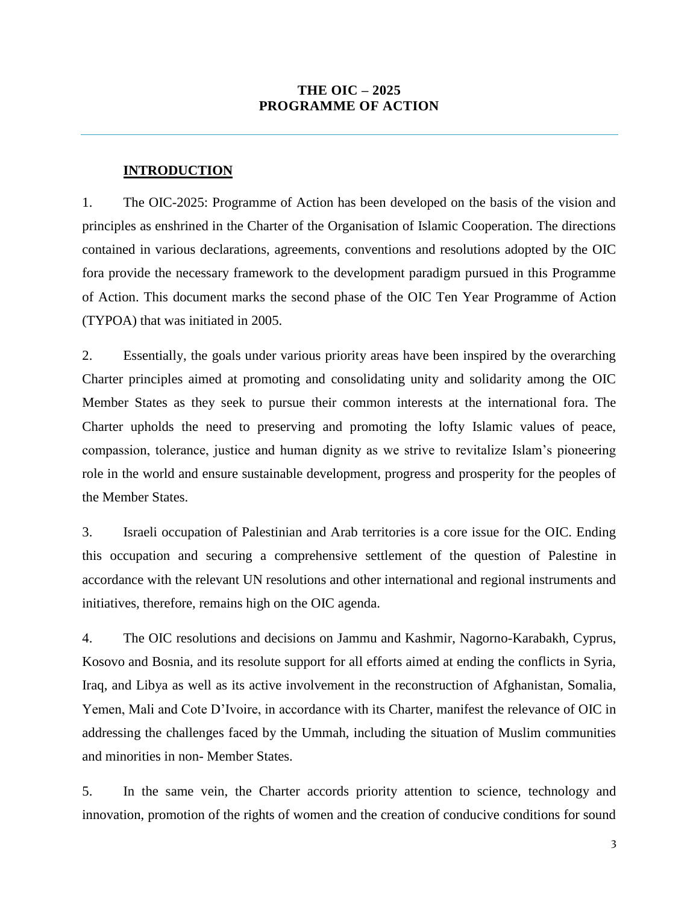# THE OIC – 2025
# PROGRAMME OF ACTION

---

## INTRODUCTION

1. The OIC-2025: Programme of Action has been developed on the basis of the vision and principles as enshrined in the Charter of the Organisation of Islamic Cooperation. The directions contained in various declarations, agreements, conventions and resolutions adopted by the OIC fora provide the necessary framework to the development paradigm pursued in this Programme of Action. This document marks the second phase of the OIC Ten Year Programme of Action (TYPOA) that was initiated in 2005.

2. Essentially, the goals under various priority areas have been inspired by the overarching Charter principles aimed at promoting and consolidating unity and solidarity among the OIC Member States as they seek to pursue their common interests at the international fora. The Charter upholds the need to preserving and promoting the lofty Islamic values of peace, compassion, tolerance, justice and human dignity as we strive to revitalize Islam's pioneering role in the world and ensure sustainable development, progress and prosperity for the peoples of the Member States.

3. Israeli occupation of Palestinian and Arab territories is a core issue for the OIC. Ending this occupation and securing a comprehensive settlement of the question of Palestine in accordance with the relevant UN resolutions and other international and regional instruments and initiatives, therefore, remains high on the OIC agenda.

4. The OIC resolutions and decisions on Jammu and Kashmir, Nagorno-Karabakh, Cyprus, Kosovo and Bosnia, and its resolute support for all efforts aimed at ending the conflicts in Syria, Iraq, and Libya as well as its active involvement in the reconstruction of Afghanistan, Somalia, Yemen, Mali and Cote D'Ivoire, in accordance with its Charter, manifest the relevance of OIC in addressing the challenges faced by the Ummah, including the situation of Muslim communities and minorities in non- Member States.

5. In the same vein, the Charter accords priority attention to science, technology and innovation, promotion of the rights of women and the creation of conducive conditions for sound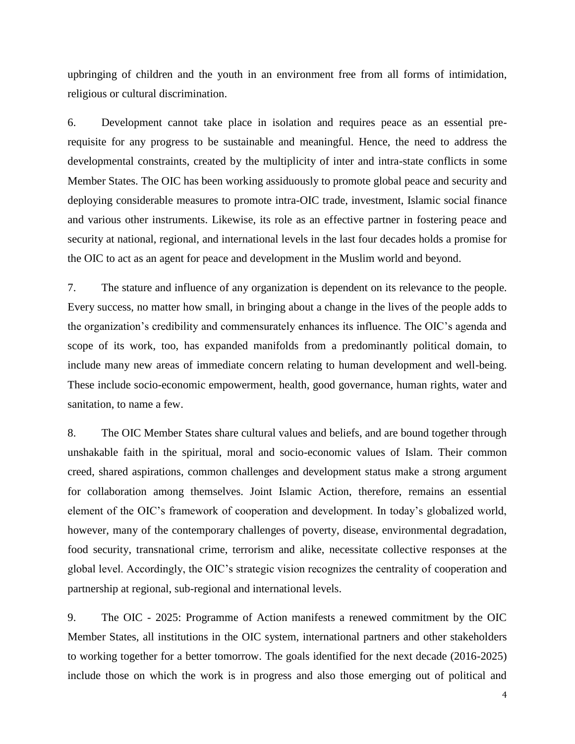upbringing of children and the youth in an environment free from all forms of intimidation, religious or cultural discrimination.

6. Development cannot take place in isolation and requires peace as an essential pre-requisite for any progress to be sustainable and meaningful. Hence, the need to address the developmental constraints, created by the multiplicity of inter and intra-state conflicts in some Member States. The OIC has been working assiduously to promote global peace and security and deploying considerable measures to promote intra-OIC trade, investment, Islamic social finance and various other instruments. Likewise, its role as an effective partner in fostering peace and security at national, regional, and international levels in the last four decades holds a promise for the OIC to act as an agent for peace and development in the Muslim world and beyond.

7. The stature and influence of any organization is dependent on its relevance to the people. Every success, no matter how small, in bringing about a change in the lives of the people adds to the organization's credibility and commensurately enhances its influence. The OIC's agenda and scope of its work, too, has expanded manifolds from a predominantly political domain, to include many new areas of immediate concern relating to human development and well-being. These include socio-economic empowerment, health, good governance, human rights, water and sanitation, to name a few.

8. The OIC Member States share cultural values and beliefs, and are bound together through unshakable faith in the spiritual, moral and socio-economic values of Islam. Their common creed, shared aspirations, common challenges and development status make a strong argument for collaboration among themselves. Joint Islamic Action, therefore, remains an essential element of the OIC's framework of cooperation and development. In today's globalized world, however, many of the contemporary challenges of poverty, disease, environmental degradation, food security, transnational crime, terrorism and alike, necessitate collective responses at the global level. Accordingly, the OIC's strategic vision recognizes the centrality of cooperation and partnership at regional, sub-regional and international levels.

9. The OIC - 2025: Programme of Action manifests a renewed commitment by the OIC Member States, all institutions in the OIC system, international partners and other stakeholders to working together for a better tomorrow. The goals identified for the next decade (2016-2025) include those on which the work is in progress and also those emerging out of political and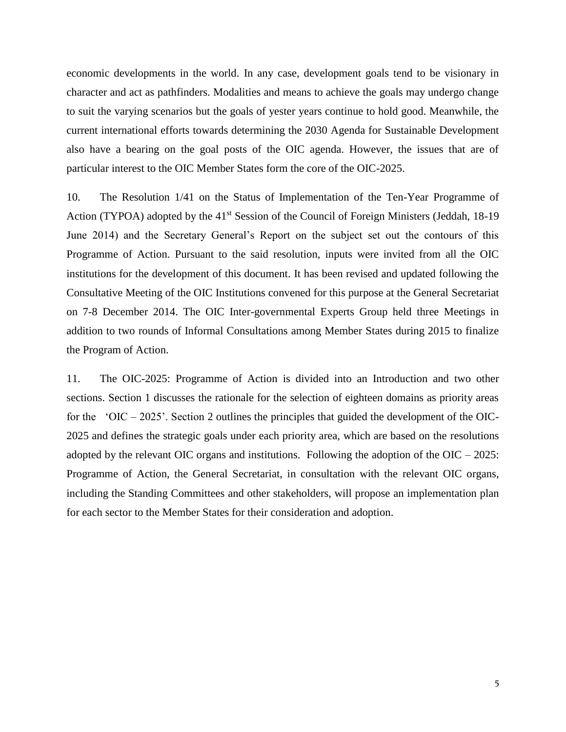economic developments in the world. In any case, development goals tend to be visionary in character and act as pathfinders. Modalities and means to achieve the goals may undergo change to suit the varying scenarios but the goals of yester years continue to hold good. Meanwhile, the current international efforts towards determining the 2030 Agenda for Sustainable Development also have a bearing on the goal posts of the OIC agenda. However, the issues that are of particular interest to the OIC Member States form the core of the OIC-2025.

10. The Resolution 1/41 on the Status of Implementation of the Ten-Year Programme of Action (TYPOA) adopted by the 41st Session of the Council of Foreign Ministers (Jeddah, 18-19 June 2014) and the Secretary General's Report on the subject set out the contours of this Programme of Action. Pursuant to the said resolution, inputs were invited from all the OIC institutions for the development of this document. It has been revised and updated following the Consultative Meeting of the OIC Institutions convened for this purpose at the General Secretariat on 7-8 December 2014. The OIC Inter-governmental Experts Group held three Meetings in addition to two rounds of Informal Consultations among Member States during 2015 to finalize the Program of Action.

11. The OIC-2025: Programme of Action is divided into an Introduction and two other sections. Section 1 discusses the rationale for the selection of eighteen domains as priority areas for the 'OIC – 2025'. Section 2 outlines the principles that guided the development of the OIC-2025 and defines the strategic goals under each priority area, which are based on the resolutions adopted by the relevant OIC organs and institutions. Following the adoption of the OIC – 2025: Programme of Action, the General Secretariat, in consultation with the relevant OIC organs, including the Standing Committees and other stakeholders, will propose an implementation plan for each sector to the Member States for their consideration and adoption.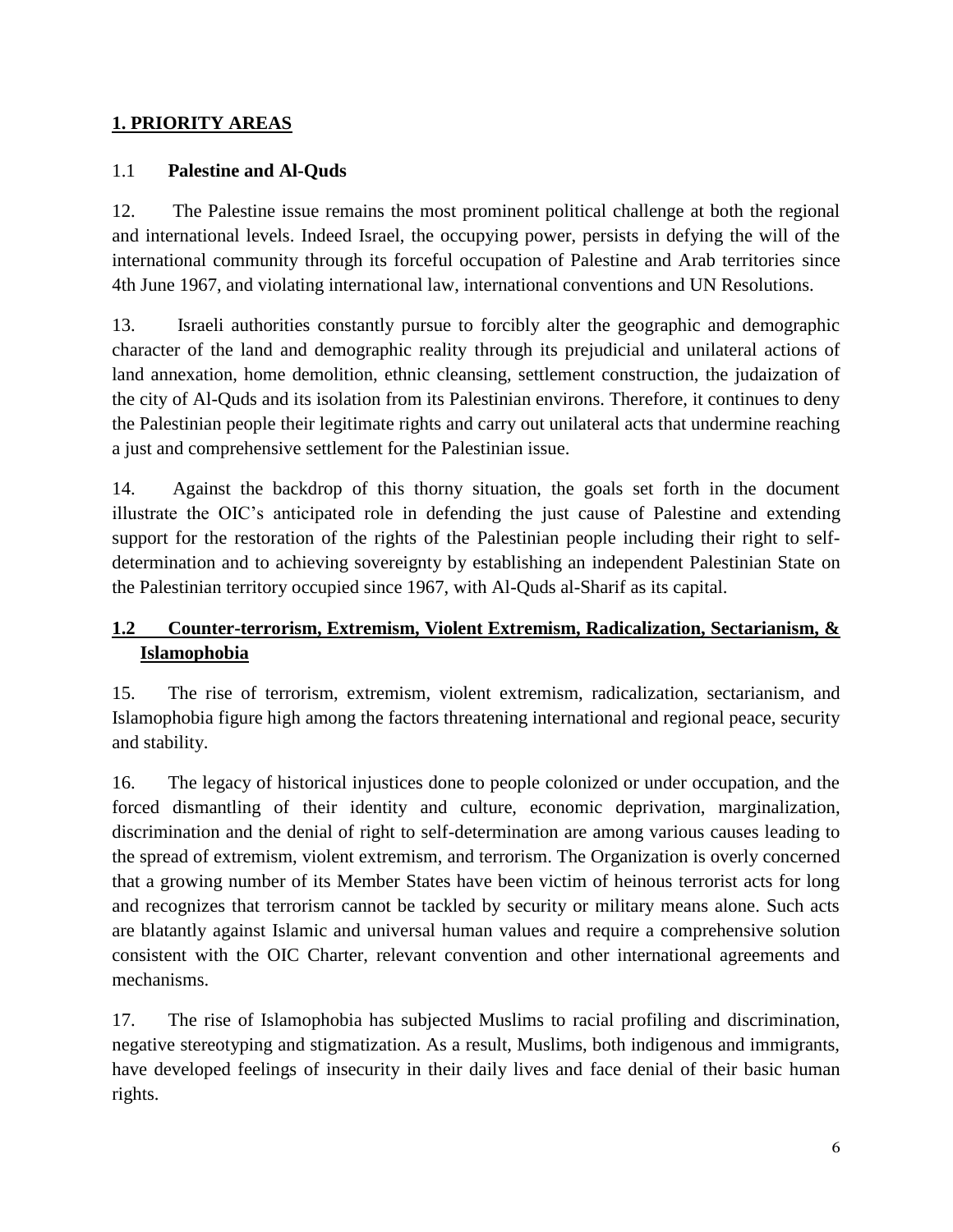## 1. PRIORITY AREAS

### 1.1 Palestine and Al-Quds

12. The Palestine issue remains the most prominent political challenge at both the regional and international levels. Indeed Israel, the occupying power, persists in defying the will of the international community through its forceful occupation of Palestine and Arab territories since 4th June 1967, and violating international law, international conventions and UN Resolutions.

13. Israeli authorities constantly pursue to forcibly alter the geographic and demographic character of the land and demographic reality through its prejudicial and unilateral actions of land annexation, home demolition, ethnic cleansing, settlement construction, the judaization of the city of Al-Quds and its isolation from its Palestinian environs. Therefore, it continues to deny the Palestinian people their legitimate rights and carry out unilateral acts that undermine reaching a just and comprehensive settlement for the Palestinian issue.

14. Against the backdrop of this thorny situation, the goals set forth in the document illustrate the OIC's anticipated role in defending the just cause of Palestine and extending support for the restoration of the rights of the Palestinian people including their right to self-determination and to achieving sovereignty by establishing an independent Palestinian State on the Palestinian territory occupied since 1967, with Al-Quds al-Sharif as its capital.

### 1.2 Counter-terrorism, Extremism, Violent Extremism, Radicalization, Sectarianism, & Islamophobia

15. The rise of terrorism, extremism, violent extremism, radicalization, sectarianism, and Islamophobia figure high among the factors threatening international and regional peace, security and stability.

16. The legacy of historical injustices done to people colonized or under occupation, and the forced dismantling of their identity and culture, economic deprivation, marginalization, discrimination and the denial of right to self-determination are among various causes leading to the spread of extremism, violent extremism, and terrorism. The Organization is overly concerned that a growing number of its Member States have been victim of heinous terrorist acts for long and recognizes that terrorism cannot be tackled by security or military means alone. Such acts are blatantly against Islamic and universal human values and require a comprehensive solution consistent with the OIC Charter, relevant convention and other international agreements and mechanisms.

17. The rise of Islamophobia has subjected Muslims to racial profiling and discrimination, negative stereotyping and stigmatization. As a result, Muslims, both indigenous and immigrants, have developed feelings of insecurity in their daily lives and face denial of their basic human rights.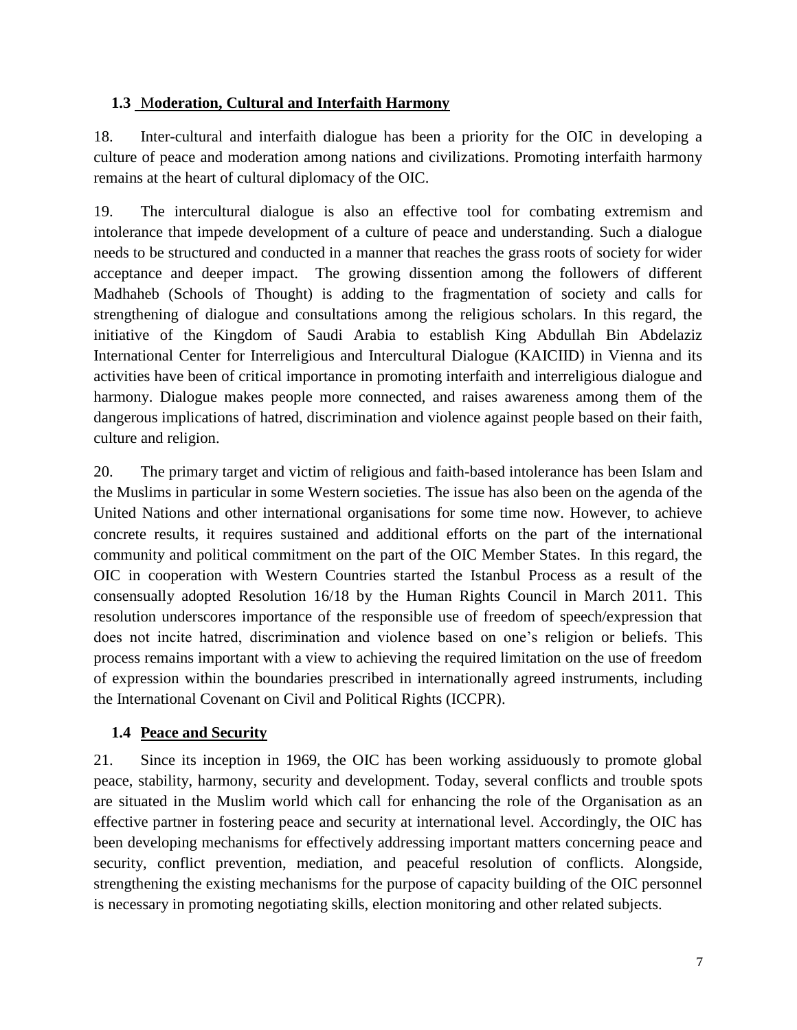### 1.3 Moderation, Cultural and Interfaith Harmony

18. Inter-cultural and interfaith dialogue has been a priority for the OIC in developing a culture of peace and moderation among nations and civilizations. Promoting interfaith harmony remains at the heart of cultural diplomacy of the OIC.

19. The intercultural dialogue is also an effective tool for combating extremism and intolerance that impede development of a culture of peace and understanding. Such a dialogue needs to be structured and conducted in a manner that reaches the grass roots of society for wider acceptance and deeper impact. The growing dissention among the followers of different Madhaheb (Schools of Thought) is adding to the fragmentation of society and calls for strengthening of dialogue and consultations among the religious scholars. In this regard, the initiative of the Kingdom of Saudi Arabia to establish King Abdullah Bin Abdelaziz International Center for Interreligious and Intercultural Dialogue (KAICIID) in Vienna and its activities have been of critical importance in promoting interfaith and interreligious dialogue and harmony. Dialogue makes people more connected, and raises awareness among them of the dangerous implications of hatred, discrimination and violence against people based on their faith, culture and religion.

20. The primary target and victim of religious and faith-based intolerance has been Islam and the Muslims in particular in some Western societies. The issue has also been on the agenda of the United Nations and other international organisations for some time now. However, to achieve concrete results, it requires sustained and additional efforts on the part of the international community and political commitment on the part of the OIC Member States. In this regard, the OIC in cooperation with Western Countries started the Istanbul Process as a result of the consensually adopted Resolution 16/18 by the Human Rights Council in March 2011. This resolution underscores importance of the responsible use of freedom of speech/expression that does not incite hatred, discrimination and violence based on one's religion or beliefs. This process remains important with a view to achieving the required limitation on the use of freedom of expression within the boundaries prescribed in internationally agreed instruments, including the International Covenant on Civil and Political Rights (ICCPR).

### 1.4 Peace and Security

21. Since its inception in 1969, the OIC has been working assiduously to promote global peace, stability, harmony, security and development. Today, several conflicts and trouble spots are situated in the Muslim world which call for enhancing the role of the Organisation as an effective partner in fostering peace and security at international level. Accordingly, the OIC has been developing mechanisms for effectively addressing important matters concerning peace and security, conflict prevention, mediation, and peaceful resolution of conflicts. Alongside, strengthening the existing mechanisms for the purpose of capacity building of the OIC personnel is necessary in promoting negotiating skills, election monitoring and other related subjects.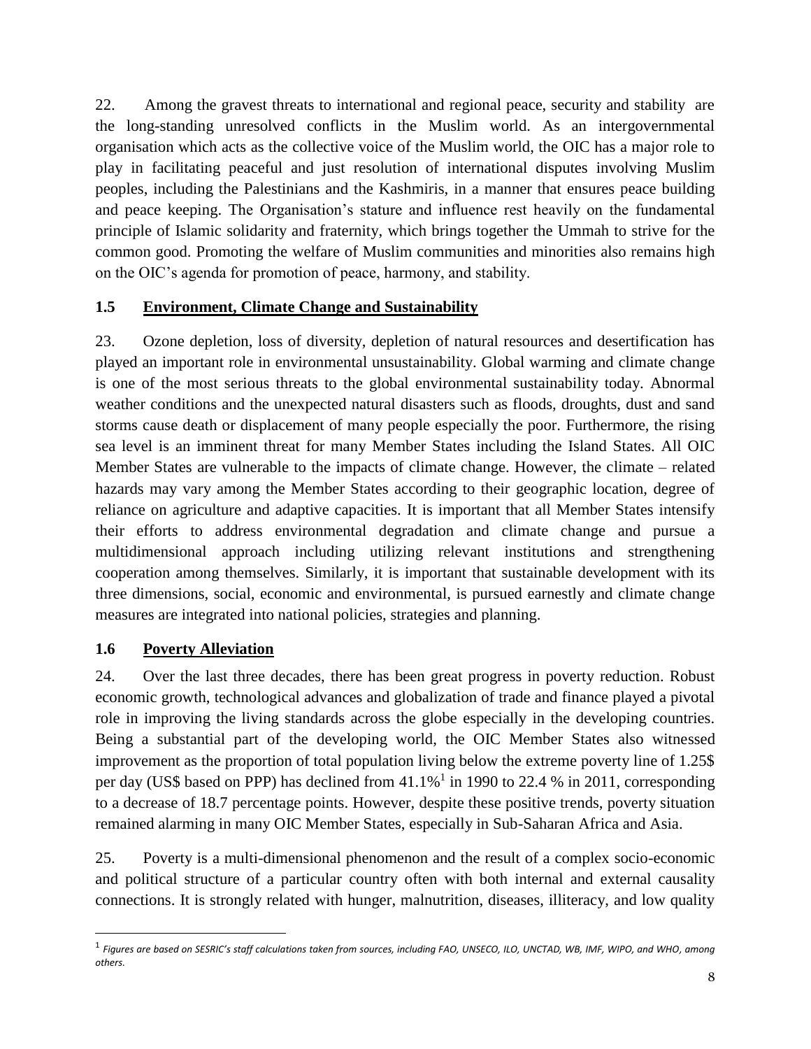22. Among the gravest threats to international and regional peace, security and stability are the long-standing unresolved conflicts in the Muslim world. As an intergovernmental organisation which acts as the collective voice of the Muslim world, the OIC has a major role to play in facilitating peaceful and just resolution of international disputes involving Muslim peoples, including the Palestinians and the Kashmiris, in a manner that ensures peace building and peace keeping. The Organisation's stature and influence rest heavily on the fundamental principle of Islamic solidarity and fraternity, which brings together the Ummah to strive for the common good. Promoting the welfare of Muslim communities and minorities also remains high on the OIC's agenda for promotion of peace, harmony, and stability.

### 1.5 Environment, Climate Change and Sustainability

23. Ozone depletion, loss of diversity, depletion of natural resources and desertification has played an important role in environmental unsustainability. Global warming and climate change is one of the most serious threats to the global environmental sustainability today. Abnormal weather conditions and the unexpected natural disasters such as floods, droughts, dust and sand storms cause death or displacement of many people especially the poor. Furthermore, the rising sea level is an imminent threat for many Member States including the Island States. All OIC Member States are vulnerable to the impacts of climate change. However, the climate – related hazards may vary among the Member States according to their geographic location, degree of reliance on agriculture and adaptive capacities. It is important that all Member States intensify their efforts to address environmental degradation and climate change and pursue a multidimensional approach including utilizing relevant institutions and strengthening cooperation among themselves. Similarly, it is important that sustainable development with its three dimensions, social, economic and environmental, is pursued earnestly and climate change measures are integrated into national policies, strategies and planning.

### 1.6 Poverty Alleviation

24. Over the last three decades, there has been great progress in poverty reduction. Robust economic growth, technological advances and globalization of trade and finance played a pivotal role in improving the living standards across the globe especially in the developing countries. Being a substantial part of the developing world, the OIC Member States also witnessed improvement as the proportion of total population living below the extreme poverty line of 1.25$ per day (US$ based on PPP) has declined from 41.1%[1] in 1990 to 22.4 % in 2011, corresponding to a decrease of 18.7 percentage points. However, despite these positive trends, poverty situation remained alarming in many OIC Member States, especially in Sub-Saharan Africa and Asia.

25. Poverty is a multi-dimensional phenomenon and the result of a complex socio-economic and political structure of a particular country often with both internal and external causality connections. It is strongly related with hunger, malnutrition, diseases, illiteracy, and low quality

[1] *Figures are based on SESRIC's staff calculations taken from sources, including FAO, UNSECO, ILO, UNCTAD, WB, IMF, WIPO, and WHO, among others.*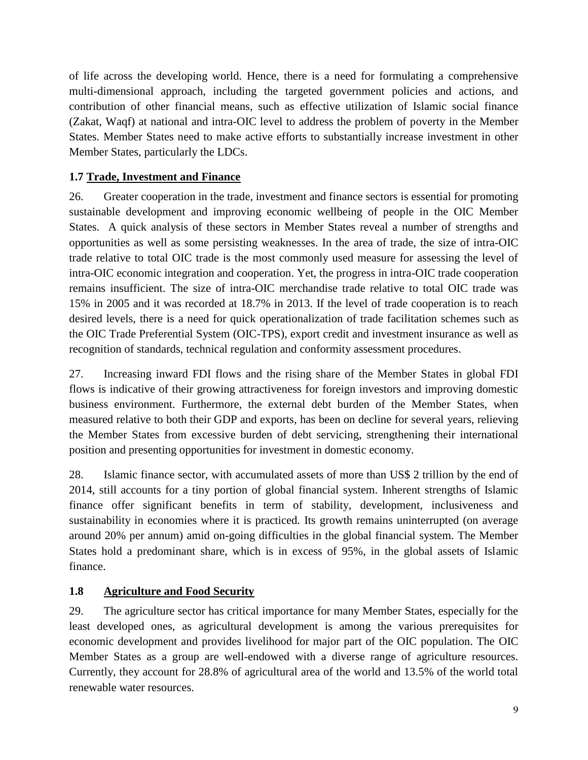of life across the developing world. Hence, there is a need for formulating a comprehensive multi-dimensional approach, including the targeted government policies and actions, and contribution of other financial means, such as effective utilization of Islamic social finance (Zakat, Waqf) at national and intra-OIC level to address the problem of poverty in the Member States. Member States need to make active efforts to substantially increase investment in other Member States, particularly the LDCs.

### 1.7 Trade, Investment and Finance

26. Greater cooperation in the trade, investment and finance sectors is essential for promoting sustainable development and improving economic wellbeing of people in the OIC Member States. A quick analysis of these sectors in Member States reveal a number of strengths and opportunities as well as some persisting weaknesses. In the area of trade, the size of intra-OIC trade relative to total OIC trade is the most commonly used measure for assessing the level of intra-OIC economic integration and cooperation. Yet, the progress in intra-OIC trade cooperation remains insufficient. The size of intra-OIC merchandise trade relative to total OIC trade was 15% in 2005 and it was recorded at 18.7% in 2013. If the level of trade cooperation is to reach desired levels, there is a need for quick operationalization of trade facilitation schemes such as the OIC Trade Preferential System (OIC-TPS), export credit and investment insurance as well as recognition of standards, technical regulation and conformity assessment procedures.

27. Increasing inward FDI flows and the rising share of the Member States in global FDI flows is indicative of their growing attractiveness for foreign investors and improving domestic business environment. Furthermore, the external debt burden of the Member States, when measured relative to both their GDP and exports, has been on decline for several years, relieving the Member States from excessive burden of debt servicing, strengthening their international position and presenting opportunities for investment in domestic economy.

28. Islamic finance sector, with accumulated assets of more than US$ 2 trillion by the end of 2014, still accounts for a tiny portion of global financial system. Inherent strengths of Islamic finance offer significant benefits in term of stability, development, inclusiveness and sustainability in economies where it is practiced. Its growth remains uninterrupted (on average around 20% per annum) amid on-going difficulties in the global financial system. The Member States hold a predominant share, which is in excess of 95%, in the global assets of Islamic finance.

### 1.8 Agriculture and Food Security

29. The agriculture sector has critical importance for many Member States, especially for the least developed ones, as agricultural development is among the various prerequisites for economic development and provides livelihood for major part of the OIC population. The OIC Member States as a group are well-endowed with a diverse range of agriculture resources. Currently, they account for 28.8% of agricultural area of the world and 13.5% of the world total renewable water resources.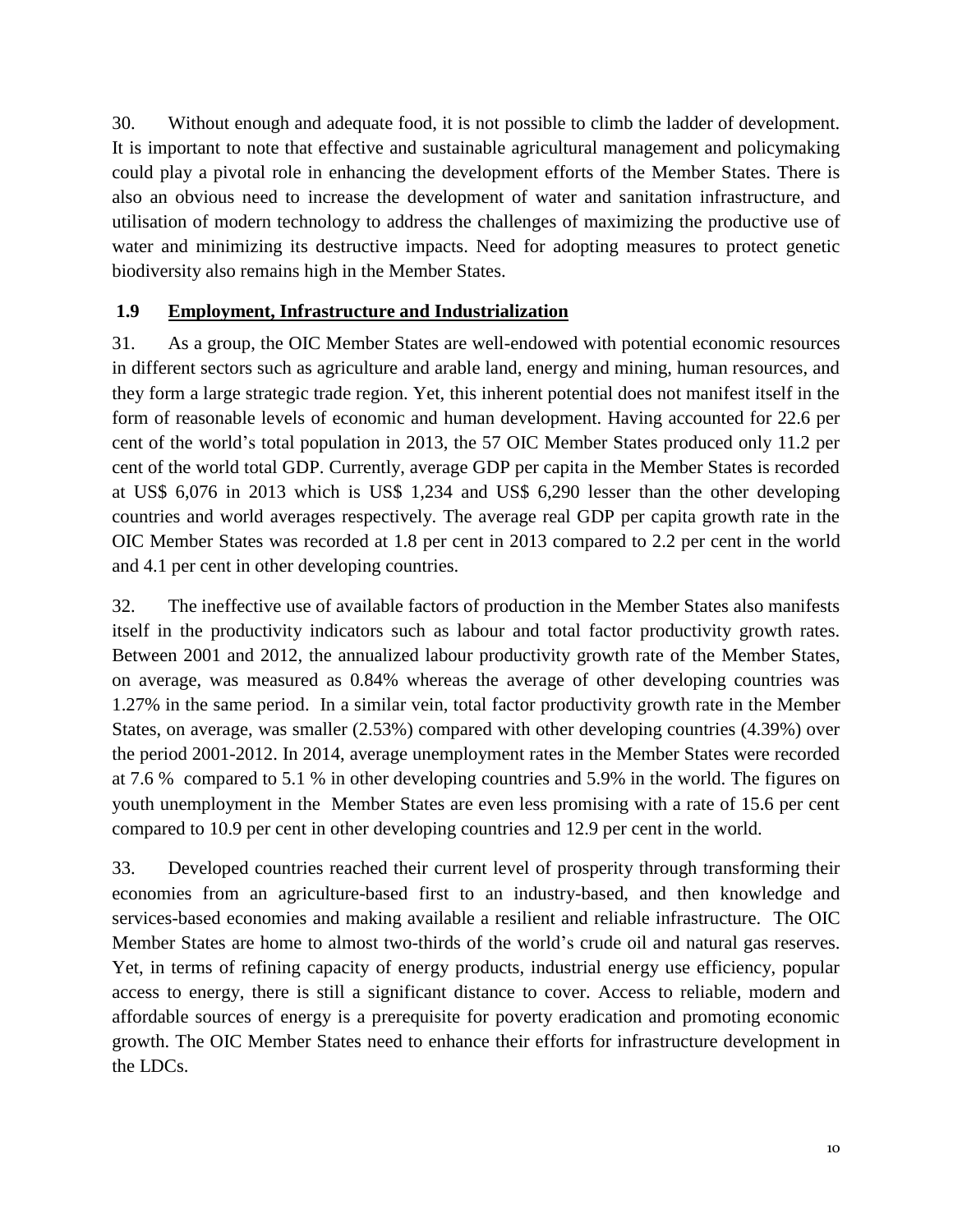30. Without enough and adequate food, it is not possible to climb the ladder of development. It is important to note that effective and sustainable agricultural management and policymaking could play a pivotal role in enhancing the development efforts of the Member States. There is also an obvious need to increase the development of water and sanitation infrastructure, and utilisation of modern technology to address the challenges of maximizing the productive use of water and minimizing its destructive impacts. Need for adopting measures to protect genetic biodiversity also remains high in the Member States.

### 1.9 Employment, Infrastructure and Industrialization

31. As a group, the OIC Member States are well-endowed with potential economic resources in different sectors such as agriculture and arable land, energy and mining, human resources, and they form a large strategic trade region. Yet, this inherent potential does not manifest itself in the form of reasonable levels of economic and human development. Having accounted for 22.6 per cent of the world's total population in 2013, the 57 OIC Member States produced only 11.2 per cent of the world total GDP. Currently, average GDP per capita in the Member States is recorded at US$ 6,076 in 2013 which is US$ 1,234 and US$ 6,290 lesser than the other developing countries and world averages respectively. The average real GDP per capita growth rate in the OIC Member States was recorded at 1.8 per cent in 2013 compared to 2.2 per cent in the world and 4.1 per cent in other developing countries.

32. The ineffective use of available factors of production in the Member States also manifests itself in the productivity indicators such as labour and total factor productivity growth rates. Between 2001 and 2012, the annualized labour productivity growth rate of the Member States, on average, was measured as 0.84% whereas the average of other developing countries was 1.27% in the same period. In a similar vein, total factor productivity growth rate in the Member States, on average, was smaller (2.53%) compared with other developing countries (4.39%) over the period 2001-2012. In 2014, average unemployment rates in the Member States were recorded at 7.6 % compared to 5.1 % in other developing countries and 5.9% in the world. The figures on youth unemployment in the Member States are even less promising with a rate of 15.6 per cent compared to 10.9 per cent in other developing countries and 12.9 per cent in the world.

33. Developed countries reached their current level of prosperity through transforming their economies from an agriculture-based first to an industry-based, and then knowledge and services-based economies and making available a resilient and reliable infrastructure. The OIC Member States are home to almost two-thirds of the world's crude oil and natural gas reserves. Yet, in terms of refining capacity of energy products, industrial energy use efficiency, popular access to energy, there is still a significant distance to cover. Access to reliable, modern and affordable sources of energy is a prerequisite for poverty eradication and promoting economic growth. The OIC Member States need to enhance their efforts for infrastructure development in the LDCs.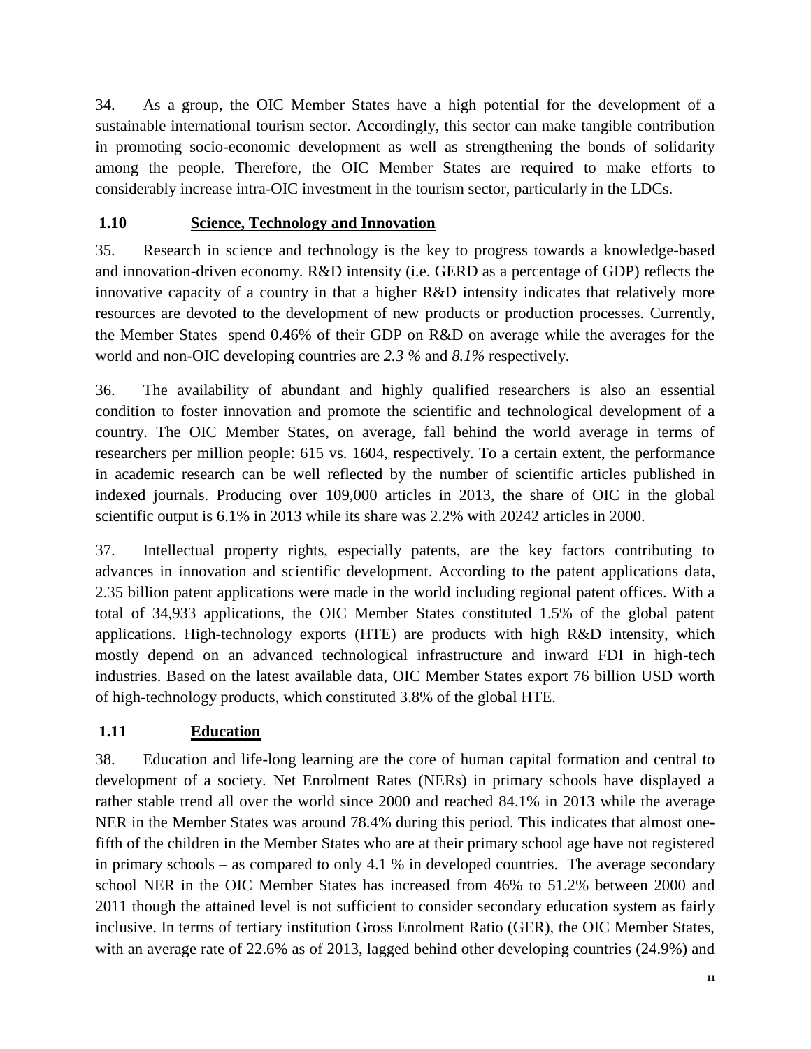34. As a group, the OIC Member States have a high potential for the development of a sustainable international tourism sector. Accordingly, this sector can make tangible contribution in promoting socio-economic development as well as strengthening the bonds of solidarity among the people. Therefore, the OIC Member States are required to make efforts to considerably increase intra-OIC investment in the tourism sector, particularly in the LDCs.

### 1.10 Science, Technology and Innovation

35. Research in science and technology is the key to progress towards a knowledge-based and innovation-driven economy. R&D intensity (i.e. GERD as a percentage of GDP) reflects the innovative capacity of a country in that a higher R&D intensity indicates that relatively more resources are devoted to the development of new products or production processes. Currently, the Member States spend 0.46% of their GDP on R&D on average while the averages for the world and non-OIC developing countries are *2.3 %* and *8.1%* respectively.

36. The availability of abundant and highly qualified researchers is also an essential condition to foster innovation and promote the scientific and technological development of a country. The OIC Member States, on average, fall behind the world average in terms of researchers per million people: 615 vs. 1604, respectively. To a certain extent, the performance in academic research can be well reflected by the number of scientific articles published in indexed journals. Producing over 109,000 articles in 2013, the share of OIC in the global scientific output is 6.1% in 2013 while its share was 2.2% with 20242 articles in 2000.

37. Intellectual property rights, especially patents, are the key factors contributing to advances in innovation and scientific development. According to the patent applications data, 2.35 billion patent applications were made in the world including regional patent offices. With a total of 34,933 applications, the OIC Member States constituted 1.5% of the global patent applications. High-technology exports (HTE) are products with high R&D intensity, which mostly depend on an advanced technological infrastructure and inward FDI in high-tech industries. Based on the latest available data, OIC Member States export 76 billion USD worth of high-technology products, which constituted 3.8% of the global HTE.

### 1.11 Education

38. Education and life-long learning are the core of human capital formation and central to development of a society. Net Enrolment Rates (NERs) in primary schools have displayed a rather stable trend all over the world since 2000 and reached 84.1% in 2013 while the average NER in the Member States was around 78.4% during this period. This indicates that almost one-fifth of the children in the Member States who are at their primary school age have not registered in primary schools – as compared to only 4.1 % in developed countries. The average secondary school NER in the OIC Member States has increased from 46% to 51.2% between 2000 and 2011 though the attained level is not sufficient to consider secondary education system as fairly inclusive. In terms of tertiary institution Gross Enrolment Ratio (GER), the OIC Member States, with an average rate of 22.6% as of 2013, lagged behind other developing countries (24.9%) and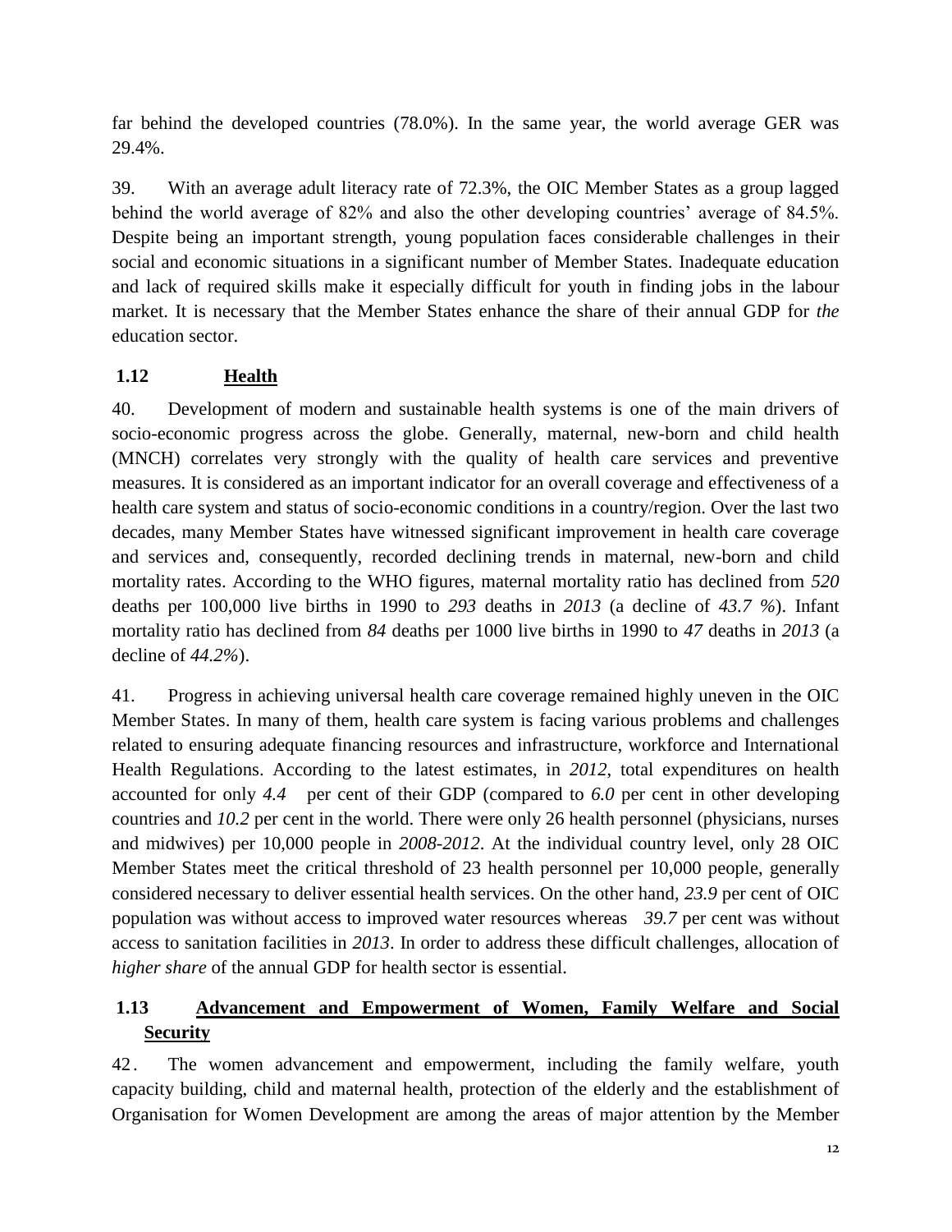far behind the developed countries (78.0%). In the same year, the world average GER was 29.4%.

39. With an average adult literacy rate of 72.3%, the OIC Member States as a group lagged behind the world average of 82% and also the other developing countries' average of 84.5%. Despite being an important strength, young population faces considerable challenges in their social and economic situations in a significant number of Member States. Inadequate education and lack of required skills make it especially difficult for youth in finding jobs in the labour market. It is necessary that the Member States enhance the share of their annual GDP for *the* education sector.

## 1.12 Health

40. Development of modern and sustainable health systems is one of the main drivers of socio-economic progress across the globe. Generally, maternal, new-born and child health (MNCH) correlates very strongly with the quality of health care services and preventive measures. It is considered as an important indicator for an overall coverage and effectiveness of a health care system and status of socio-economic conditions in a country/region. Over the last two decades, many Member States have witnessed significant improvement in health care coverage and services and, consequently, recorded declining trends in maternal, new-born and child mortality rates. According to the WHO figures, maternal mortality ratio has declined from *520* deaths per 100,000 live births in 1990 to *293* deaths in *2013* (a decline of *43.7 %*). Infant mortality ratio has declined from *84* deaths per 1000 live births in 1990 to *47* deaths in *2013* (a decline of *44.2%*).

41. Progress in achieving universal health care coverage remained highly uneven in the OIC Member States. In many of them, health care system is facing various problems and challenges related to ensuring adequate financing resources and infrastructure, workforce and International Health Regulations. According to the latest estimates, in *2012*, total expenditures on health accounted for only *4.4* per cent of their GDP (compared to *6.0* per cent in other developing countries and *10.2* per cent in the world. There were only 26 health personnel (physicians, nurses and midwives) per 10,000 people in *2008-2012*. At the individual country level, only 28 OIC Member States meet the critical threshold of 23 health personnel per 10,000 people, generally considered necessary to deliver essential health services. On the other hand, *23.9* per cent of OIC population was without access to improved water resources whereas *39.7* per cent was without access to sanitation facilities in *2013*. In order to address these difficult challenges, allocation of *higher share* of the annual GDP for health sector is essential.

## 1.13 Advancement and Empowerment of Women, Family Welfare and Social Security

42. The women advancement and empowerment, including the family welfare, youth capacity building, child and maternal health, protection of the elderly and the establishment of Organisation for Women Development are among the areas of major attention by the Member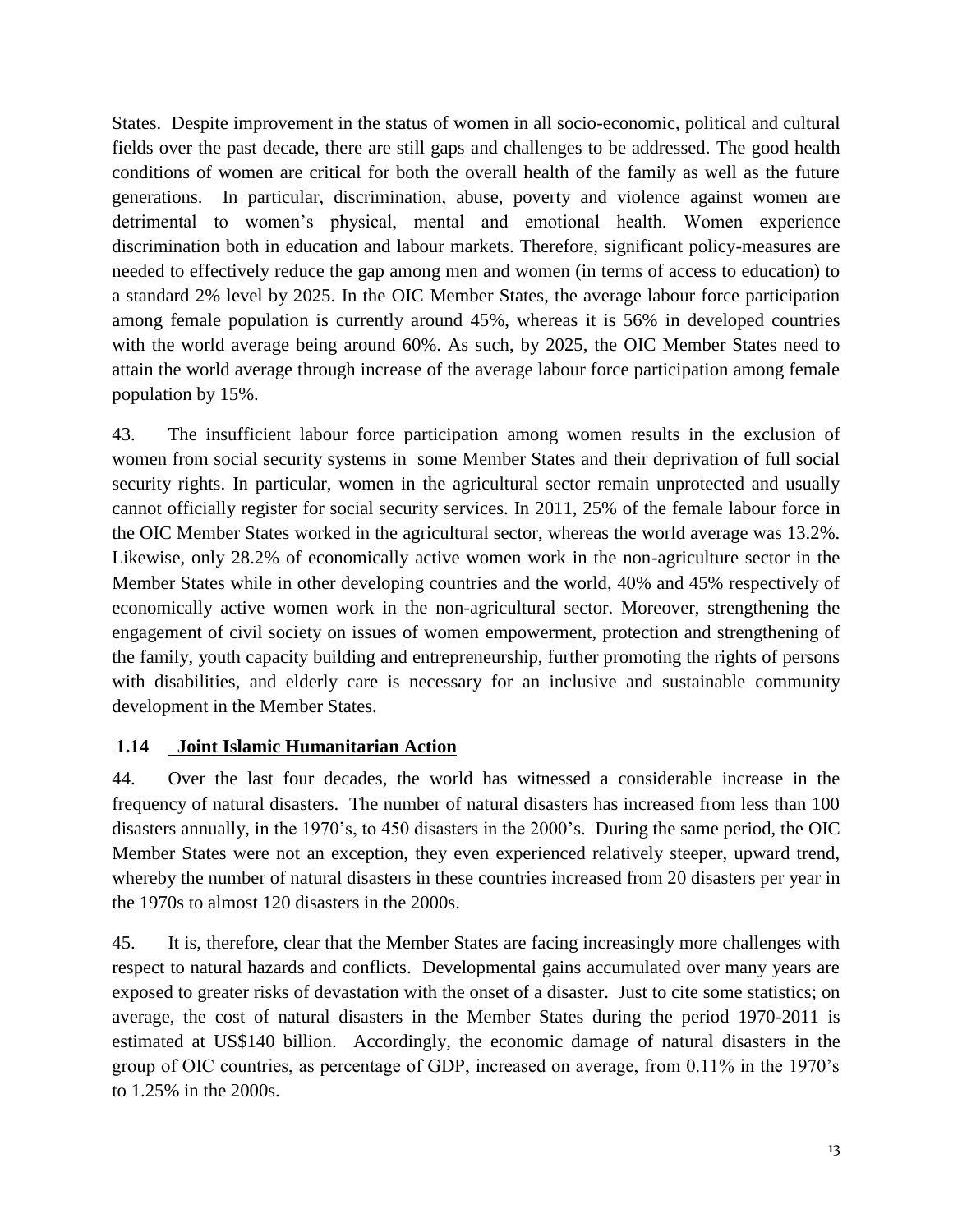States. Despite improvement in the status of women in all socio-economic, political and cultural fields over the past decade, there are still gaps and challenges to be addressed. The good health conditions of women are critical for both the overall health of the family as well as the future generations. In particular, discrimination, abuse, poverty and violence against women are detrimental to women's physical, mental and emotional health. Women experience discrimination both in education and labour markets. Therefore, significant policy-measures are needed to effectively reduce the gap among men and women (in terms of access to education) to a standard 2% level by 2025. In the OIC Member States, the average labour force participation among female population is currently around 45%, whereas it is 56% in developed countries with the world average being around 60%. As such, by 2025, the OIC Member States need to attain the world average through increase of the average labour force participation among female population by 15%.

43. The insufficient labour force participation among women results in the exclusion of women from social security systems in some Member States and their deprivation of full social security rights. In particular, women in the agricultural sector remain unprotected and usually cannot officially register for social security services. In 2011, 25% of the female labour force in the OIC Member States worked in the agricultural sector, whereas the world average was 13.2%. Likewise, only 28.2% of economically active women work in the non-agriculture sector in the Member States while in other developing countries and the world, 40% and 45% respectively of economically active women work in the non-agricultural sector. Moreover, strengthening the engagement of civil society on issues of women empowerment, protection and strengthening of the family, youth capacity building and entrepreneurship, further promoting the rights of persons with disabilities, and elderly care is necessary for an inclusive and sustainable community development in the Member States.

### 1.14 Joint Islamic Humanitarian Action

44. Over the last four decades, the world has witnessed a considerable increase in the frequency of natural disasters. The number of natural disasters has increased from less than 100 disasters annually, in the 1970's, to 450 disasters in the 2000's. During the same period, the OIC Member States were not an exception, they even experienced relatively steeper, upward trend, whereby the number of natural disasters in these countries increased from 20 disasters per year in the 1970s to almost 120 disasters in the 2000s.

45. It is, therefore, clear that the Member States are facing increasingly more challenges with respect to natural hazards and conflicts. Developmental gains accumulated over many years are exposed to greater risks of devastation with the onset of a disaster. Just to cite some statistics; on average, the cost of natural disasters in the Member States during the period 1970-2011 is estimated at US$140 billion. Accordingly, the economic damage of natural disasters in the group of OIC countries, as percentage of GDP, increased on average, from 0.11% in the 1970's to 1.25% in the 2000s.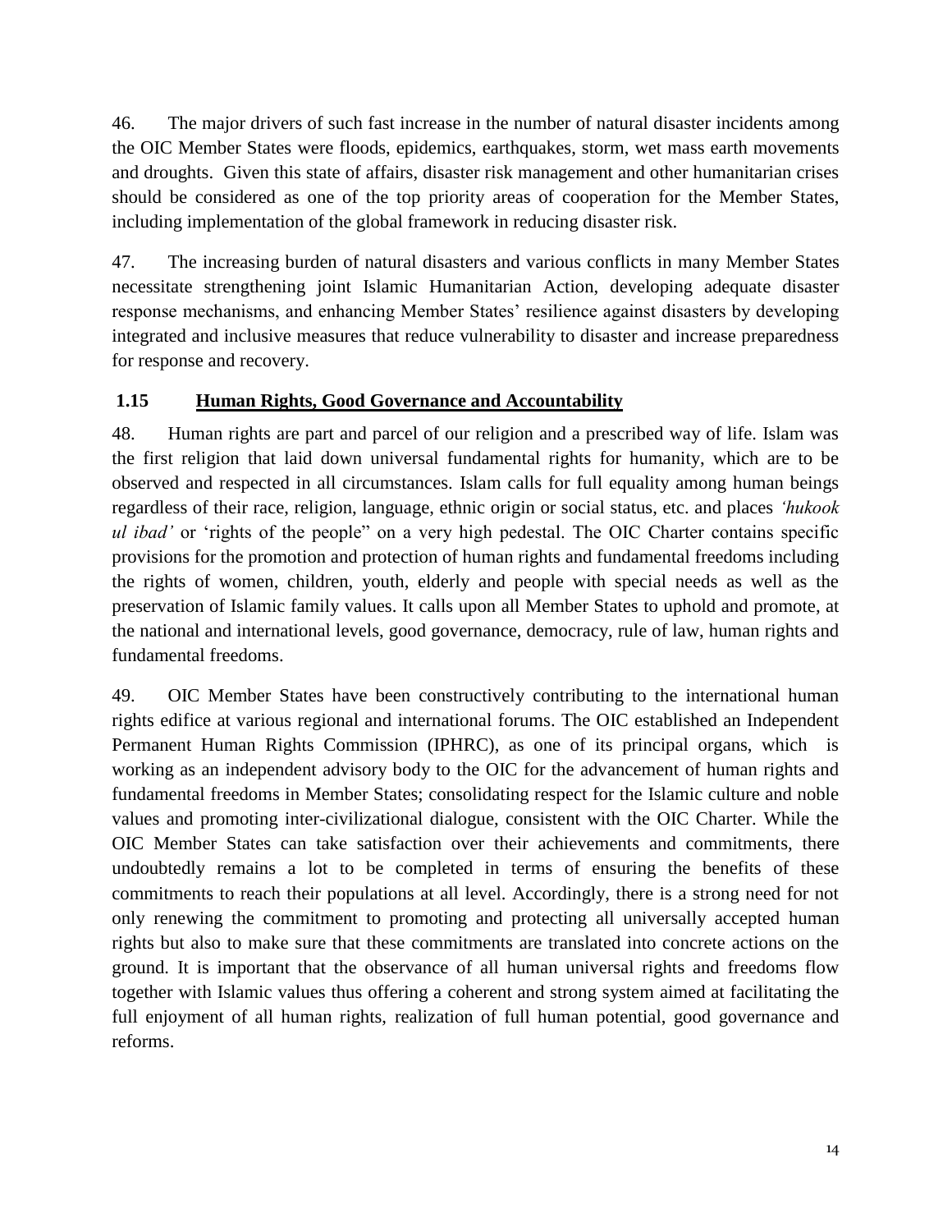46. The major drivers of such fast increase in the number of natural disaster incidents among the OIC Member States were floods, epidemics, earthquakes, storm, wet mass earth movements and droughts. Given this state of affairs, disaster risk management and other humanitarian crises should be considered as one of the top priority areas of cooperation for the Member States, including implementation of the global framework in reducing disaster risk.

47. The increasing burden of natural disasters and various conflicts in many Member States necessitate strengthening joint Islamic Humanitarian Action, developing adequate disaster response mechanisms, and enhancing Member States' resilience against disasters by developing integrated and inclusive measures that reduce vulnerability to disaster and increase preparedness for response and recovery.

### 1.15 Human Rights, Good Governance and Accountability

48. Human rights are part and parcel of our religion and a prescribed way of life. Islam was the first religion that laid down universal fundamental rights for humanity, which are to be observed and respected in all circumstances. Islam calls for full equality among human beings regardless of their race, religion, language, ethnic origin or social status, etc. and places *'hukook ul ibad'* or 'rights of the people" on a very high pedestal. The OIC Charter contains specific provisions for the promotion and protection of human rights and fundamental freedoms including the rights of women, children, youth, elderly and people with special needs as well as the preservation of Islamic family values. It calls upon all Member States to uphold and promote, at the national and international levels, good governance, democracy, rule of law, human rights and fundamental freedoms.

49. OIC Member States have been constructively contributing to the international human rights edifice at various regional and international forums. The OIC established an Independent Permanent Human Rights Commission (IPHRC), as one of its principal organs, which is working as an independent advisory body to the OIC for the advancement of human rights and fundamental freedoms in Member States; consolidating respect for the Islamic culture and noble values and promoting inter-civilizational dialogue, consistent with the OIC Charter. While the OIC Member States can take satisfaction over their achievements and commitments, there undoubtedly remains a lot to be completed in terms of ensuring the benefits of these commitments to reach their populations at all level. Accordingly, there is a strong need for not only renewing the commitment to promoting and protecting all universally accepted human rights but also to make sure that these commitments are translated into concrete actions on the ground. It is important that the observance of all human universal rights and freedoms flow together with Islamic values thus offering a coherent and strong system aimed at facilitating the full enjoyment of all human rights, realization of full human potential, good governance and reforms.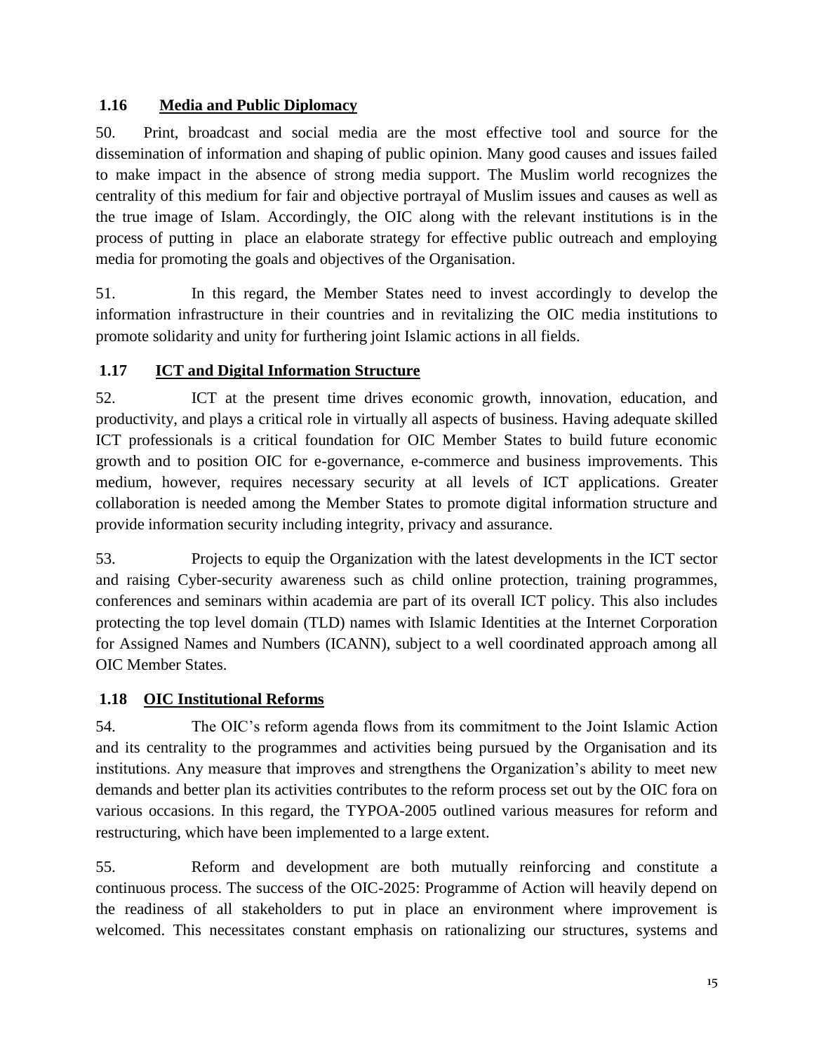### 1.16 Media and Public Diplomacy

50. Print, broadcast and social media are the most effective tool and source for the dissemination of information and shaping of public opinion. Many good causes and issues failed to make impact in the absence of strong media support. The Muslim world recognizes the centrality of this medium for fair and objective portrayal of Muslim issues and causes as well as the true image of Islam. Accordingly, the OIC along with the relevant institutions is in the process of putting in place an elaborate strategy for effective public outreach and employing media for promoting the goals and objectives of the Organisation.

51. In this regard, the Member States need to invest accordingly to develop the information infrastructure in their countries and in revitalizing the OIC media institutions to promote solidarity and unity for furthering joint Islamic actions in all fields.

### 1.17 ICT and Digital Information Structure

52. ICT at the present time drives economic growth, innovation, education, and productivity, and plays a critical role in virtually all aspects of business. Having adequate skilled ICT professionals is a critical foundation for OIC Member States to build future economic growth and to position OIC for e-governance, e-commerce and business improvements. This medium, however, requires necessary security at all levels of ICT applications. Greater collaboration is needed among the Member States to promote digital information structure and provide information security including integrity, privacy and assurance.

53. Projects to equip the Organization with the latest developments in the ICT sector and raising Cyber-security awareness such as child online protection, training programmes, conferences and seminars within academia are part of its overall ICT policy. This also includes protecting the top level domain (TLD) names with Islamic Identities at the Internet Corporation for Assigned Names and Numbers (ICANN), subject to a well coordinated approach among all OIC Member States.

### 1.18 OIC Institutional Reforms

54. The OIC's reform agenda flows from its commitment to the Joint Islamic Action and its centrality to the programmes and activities being pursued by the Organisation and its institutions. Any measure that improves and strengthens the Organization's ability to meet new demands and better plan its activities contributes to the reform process set out by the OIC fora on various occasions. In this regard, the TYPOA-2005 outlined various measures for reform and restructuring, which have been implemented to a large extent.

55. Reform and development are both mutually reinforcing and constitute a continuous process. The success of the OIC-2025: Programme of Action will heavily depend on the readiness of all stakeholders to put in place an environment where improvement is welcomed. This necessitates constant emphasis on rationalizing our structures, systems and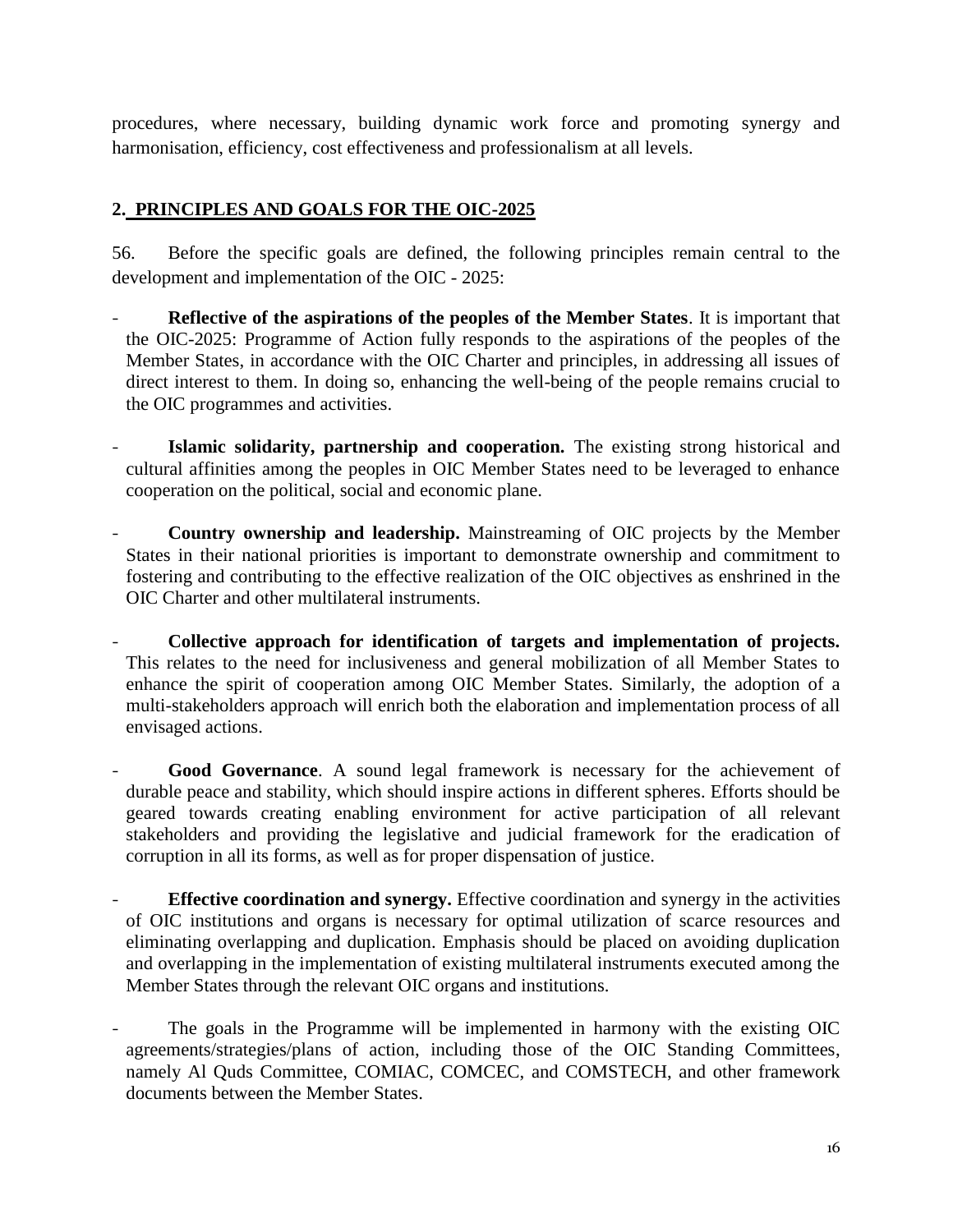procedures, where necessary, building dynamic work force and promoting synergy and harmonisation, efficiency, cost effectiveness and professionalism at all levels.

## 2. PRINCIPLES AND GOALS FOR THE OIC-2025

56. Before the specific goals are defined, the following principles remain central to the development and implementation of the OIC - 2025:

- **Reflective of the aspirations of the peoples of the Member States**. It is important that the OIC-2025: Programme of Action fully responds to the aspirations of the peoples of the Member States, in accordance with the OIC Charter and principles, in addressing all issues of direct interest to them. In doing so, enhancing the well-being of the people remains crucial to the OIC programmes and activities.

- **Islamic solidarity, partnership and cooperation.** The existing strong historical and cultural affinities among the peoples in OIC Member States need to be leveraged to enhance cooperation on the political, social and economic plane.

- **Country ownership and leadership.** Mainstreaming of OIC projects by the Member States in their national priorities is important to demonstrate ownership and commitment to fostering and contributing to the effective realization of the OIC objectives as enshrined in the OIC Charter and other multilateral instruments.

- **Collective approach for identification of targets and implementation of projects.** This relates to the need for inclusiveness and general mobilization of all Member States to enhance the spirit of cooperation among OIC Member States. Similarly, the adoption of a multi-stakeholders approach will enrich both the elaboration and implementation process of all envisaged actions.

- **Good Governance**. A sound legal framework is necessary for the achievement of durable peace and stability, which should inspire actions in different spheres. Efforts should be geared towards creating enabling environment for active participation of all relevant stakeholders and providing the legislative and judicial framework for the eradication of corruption in all its forms, as well as for proper dispensation of justice.

- **Effective coordination and synergy.** Effective coordination and synergy in the activities of OIC institutions and organs is necessary for optimal utilization of scarce resources and eliminating overlapping and duplication. Emphasis should be placed on avoiding duplication and overlapping in the implementation of existing multilateral instruments executed among the Member States through the relevant OIC organs and institutions.

- The goals in the Programme will be implemented in harmony with the existing OIC agreements/strategies/plans of action, including those of the OIC Standing Committees, namely Al Quds Committee, COMIAC, COMCEC, and COMSTECH, and other framework documents between the Member States.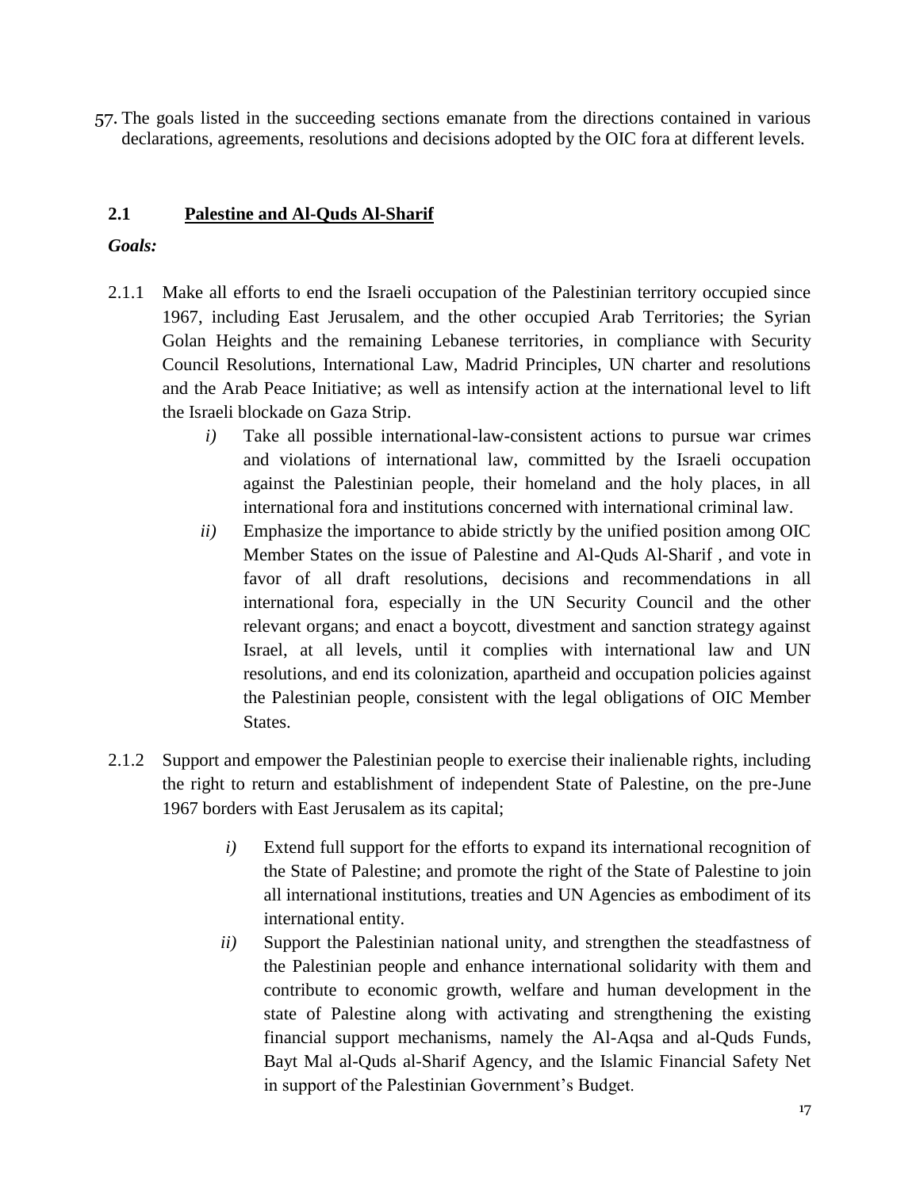57. The goals listed in the succeeding sections emanate from the directions contained in various declarations, agreements, resolutions and decisions adopted by the OIC fora at different levels.

## 2.1 Palestine and Al-Quds Al-Sharif

***Goals:***

2.1.1 Make all efforts to end the Israeli occupation of the Palestinian territory occupied since 1967, including East Jerusalem, and the other occupied Arab Territories; the Syrian Golan Heights and the remaining Lebanese territories, in compliance with Security Council Resolutions, International Law, Madrid Principles, UN charter and resolutions and the Arab Peace Initiative; as well as intensify action at the international level to lift the Israeli blockade on Gaza Strip.

- *i)* Take all possible international-law-consistent actions to pursue war crimes and violations of international law, committed by the Israeli occupation against the Palestinian people, their homeland and the holy places, in all international fora and institutions concerned with international criminal law.
- *ii)* Emphasize the importance to abide strictly by the unified position among OIC Member States on the issue of Palestine and Al-Quds Al-Sharif , and vote in favor of all draft resolutions, decisions and recommendations in all international fora, especially in the UN Security Council and the other relevant organs; and enact a boycott, divestment and sanction strategy against Israel, at all levels, until it complies with international law and UN resolutions, and end its colonization, apartheid and occupation policies against the Palestinian people, consistent with the legal obligations of OIC Member States.

2.1.2 Support and empower the Palestinian people to exercise their inalienable rights, including the right to return and establishment of independent State of Palestine, on the pre-June 1967 borders with East Jerusalem as its capital;

- *i)* Extend full support for the efforts to expand its international recognition of the State of Palestine; and promote the right of the State of Palestine to join all international institutions, treaties and UN Agencies as embodiment of its international entity.
- *ii)* Support the Palestinian national unity, and strengthen the steadfastness of the Palestinian people and enhance international solidarity with them and contribute to economic growth, welfare and human development in the state of Palestine along with activating and strengthening the existing financial support mechanisms, namely the Al-Aqsa and al-Quds Funds, Bayt Mal al-Quds al-Sharif Agency, and the Islamic Financial Safety Net in support of the Palestinian Government's Budget.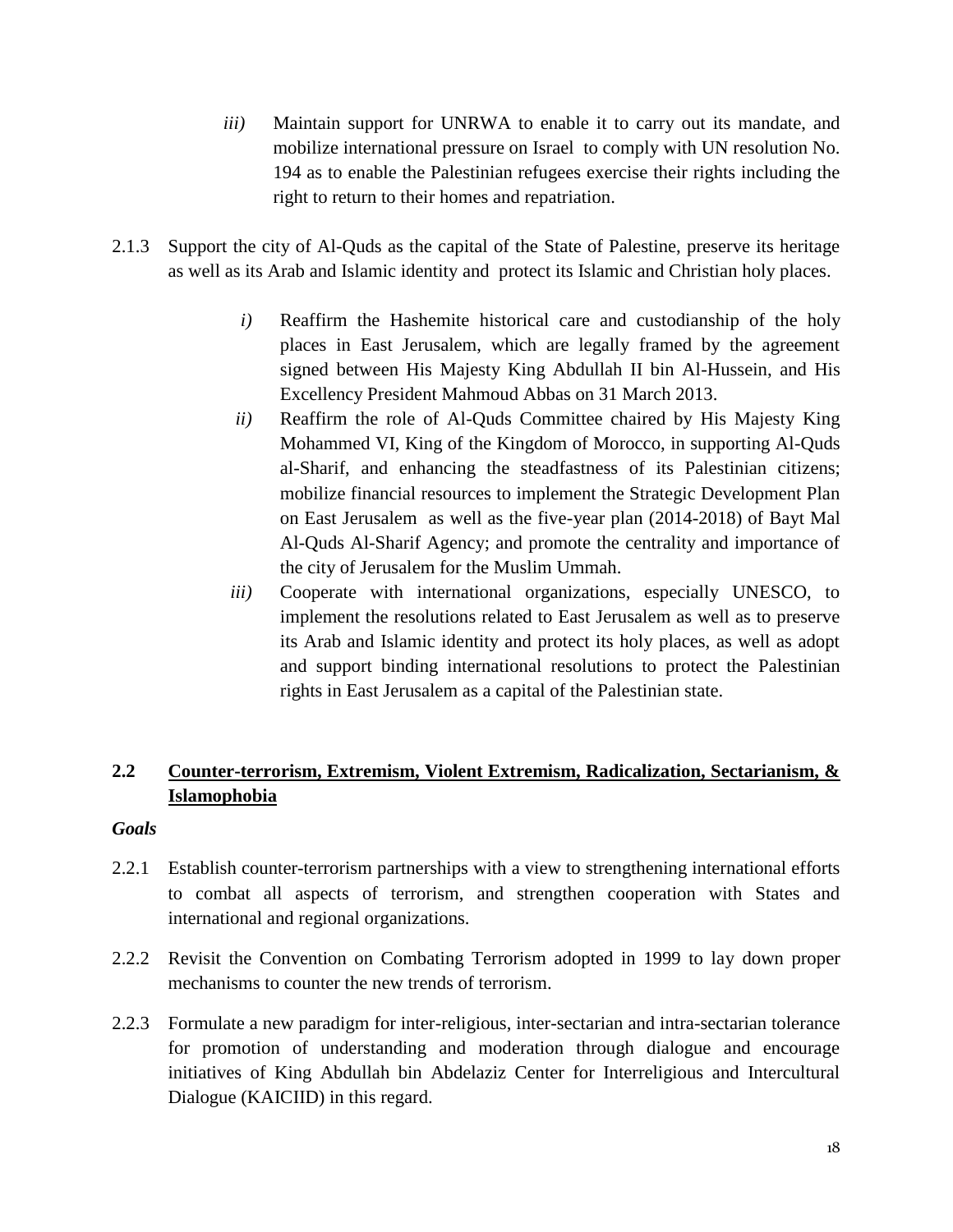*iii)* Maintain support for UNRWA to enable it to carry out its mandate, and mobilize international pressure on Israel to comply with UN resolution No. 194 as to enable the Palestinian refugees exercise their rights including the right to return to their homes and repatriation.

2.1.3 Support the city of Al-Quds as the capital of the State of Palestine, preserve its heritage as well as its Arab and Islamic identity and protect its Islamic and Christian holy places.

*i)* Reaffirm the Hashemite historical care and custodianship of the holy places in East Jerusalem, which are legally framed by the agreement signed between His Majesty King Abdullah II bin Al-Hussein, and His Excellency President Mahmoud Abbas on 31 March 2013.

*ii)* Reaffirm the role of Al-Quds Committee chaired by His Majesty King Mohammed VI, King of the Kingdom of Morocco, in supporting Al-Quds al-Sharif, and enhancing the steadfastness of its Palestinian citizens; mobilize financial resources to implement the Strategic Development Plan on East Jerusalem as well as the five-year plan (2014-2018) of Bayt Mal Al-Quds Al-Sharif Agency; and promote the centrality and importance of the city of Jerusalem for the Muslim Ummah.

*iii)* Cooperate with international organizations, especially UNESCO, to implement the resolutions related to East Jerusalem as well as to preserve its Arab and Islamic identity and protect its holy places, as well as adopt and support binding international resolutions to protect the Palestinian rights in East Jerusalem as a capital of the Palestinian state.

## 2.2 Counter-terrorism, Extremism, Violent Extremism, Radicalization, Sectarianism, & Islamophobia

***Goals***

2.2.1 Establish counter-terrorism partnerships with a view to strengthening international efforts to combat all aspects of terrorism, and strengthen cooperation with States and international and regional organizations.

2.2.2 Revisit the Convention on Combating Terrorism adopted in 1999 to lay down proper mechanisms to counter the new trends of terrorism.

2.2.3 Formulate a new paradigm for inter-religious, inter-sectarian and intra-sectarian tolerance for promotion of understanding and moderation through dialogue and encourage initiatives of King Abdullah bin Abdelaziz Center for Interreligious and Intercultural Dialogue (KAICIID) in this regard.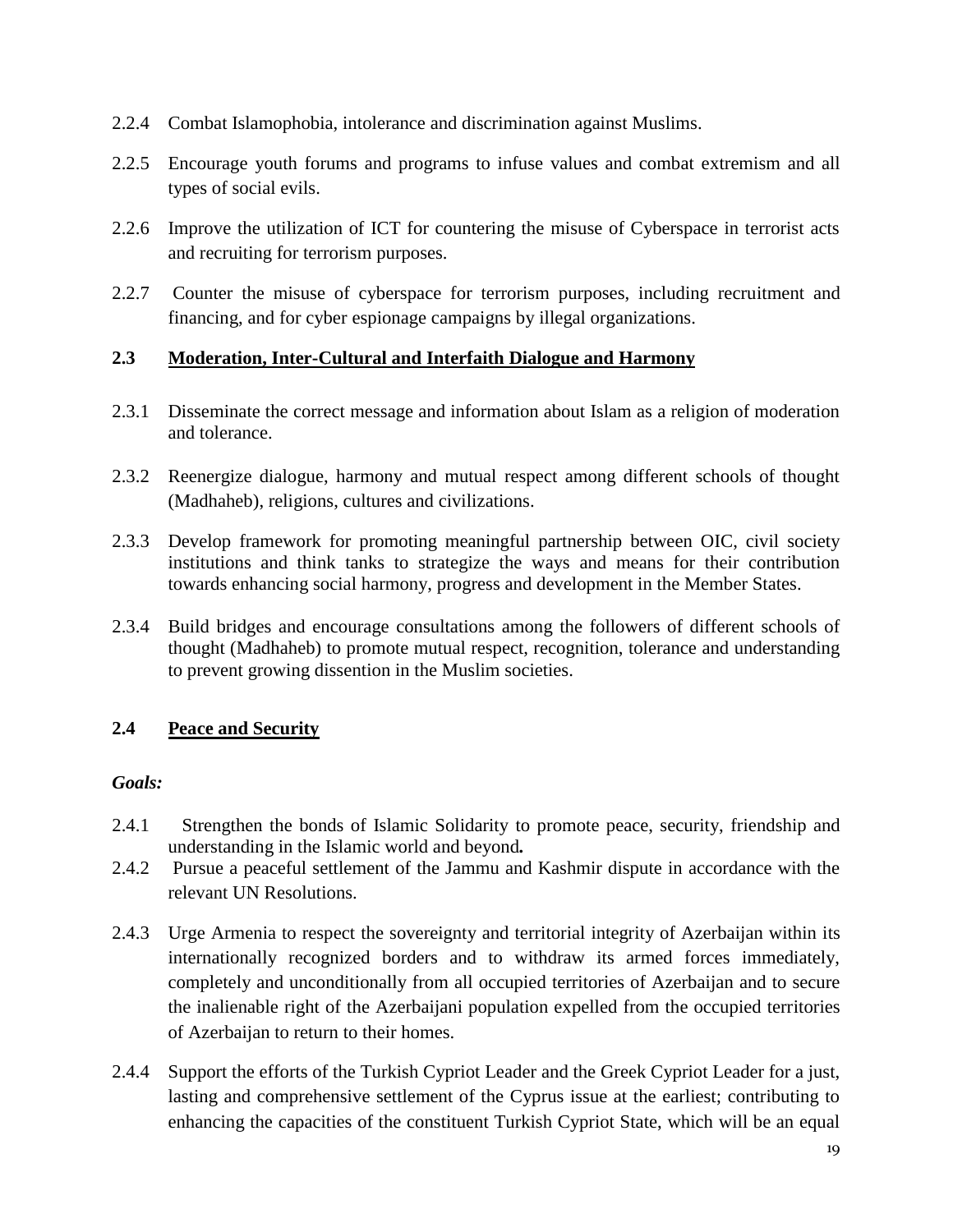2.2.4 Combat Islamophobia, intolerance and discrimination against Muslims.

2.2.5 Encourage youth forums and programs to infuse values and combat extremism and all types of social evils.

2.2.6 Improve the utilization of ICT for countering the misuse of Cyberspace in terrorist acts and recruiting for terrorism purposes.

2.2.7 Counter the misuse of cyberspace for terrorism purposes, including recruitment and financing, and for cyber espionage campaigns by illegal organizations.

### 2.3 <u>Moderation, Inter-Cultural and Interfaith Dialogue and Harmony</u>

2.3.1 Disseminate the correct message and information about Islam as a religion of moderation and tolerance.

2.3.2 Reenergize dialogue, harmony and mutual respect among different schools of thought (Madhaheb), religions, cultures and civilizations.

2.3.3 Develop framework for promoting meaningful partnership between OIC, civil society institutions and think tanks to strategize the ways and means for their contribution towards enhancing social harmony, progress and development in the Member States.

2.3.4 Build bridges and encourage consultations among the followers of different schools of thought (Madhaheb) to promote mutual respect, recognition, tolerance and understanding to prevent growing dissention in the Muslim societies.

### 2.4 <u>Peace and Security</u>

***Goals:***

2.4.1 Strengthen the bonds of Islamic Solidarity to promote peace, security, friendship and understanding in the Islamic world and beyond**.**

2.4.2 Pursue a peaceful settlement of the Jammu and Kashmir dispute in accordance with the relevant UN Resolutions.

2.4.3 Urge Armenia to respect the sovereignty and territorial integrity of Azerbaijan within its internationally recognized borders and to withdraw its armed forces immediately, completely and unconditionally from all occupied territories of Azerbaijan and to secure the inalienable right of the Azerbaijani population expelled from the occupied territories of Azerbaijan to return to their homes.

2.4.4 Support the efforts of the Turkish Cypriot Leader and the Greek Cypriot Leader for a just, lasting and comprehensive settlement of the Cyprus issue at the earliest; contributing to enhancing the capacities of the constituent Turkish Cypriot State, which will be an equal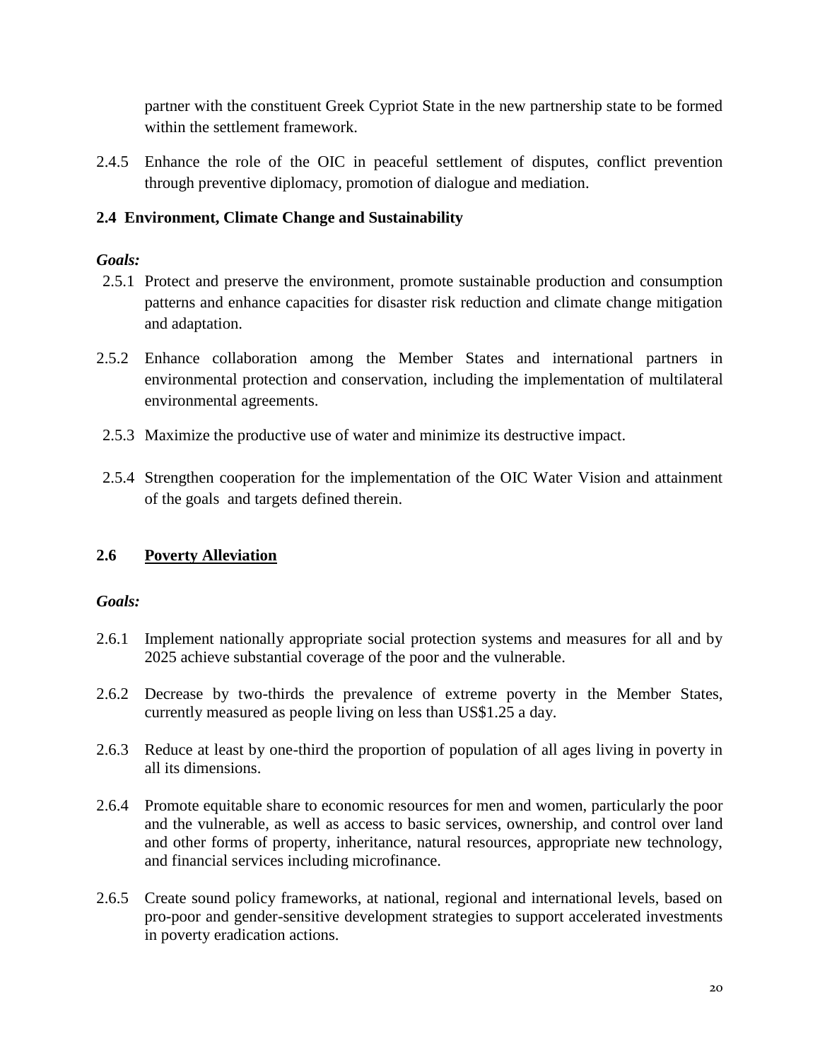partner with the constituent Greek Cypriot State in the new partnership state to be formed within the settlement framework.

2.4.5 Enhance the role of the OIC in peaceful settlement of disputes, conflict prevention through preventive diplomacy, promotion of dialogue and mediation.

### 2.4 Environment, Climate Change and Sustainability

***Goals:***

2.5.1 Protect and preserve the environment, promote sustainable production and consumption patterns and enhance capacities for disaster risk reduction and climate change mitigation and adaptation.

2.5.2 Enhance collaboration among the Member States and international partners in environmental protection and conservation, including the implementation of multilateral environmental agreements.

2.5.3 Maximize the productive use of water and minimize its destructive impact.

2.5.4 Strengthen cooperation for the implementation of the OIC Water Vision and attainment of the goals and targets defined therein.

### 2.6 <u>Poverty Alleviation</u>

***Goals:***

2.6.1 Implement nationally appropriate social protection systems and measures for all and by 2025 achieve substantial coverage of the poor and the vulnerable.

2.6.2 Decrease by two-thirds the prevalence of extreme poverty in the Member States, currently measured as people living on less than US$1.25 a day.

2.6.3 Reduce at least by one-third the proportion of population of all ages living in poverty in all its dimensions.

2.6.4 Promote equitable share to economic resources for men and women, particularly the poor and the vulnerable, as well as access to basic services, ownership, and control over land and other forms of property, inheritance, natural resources, appropriate new technology, and financial services including microfinance.

2.6.5 Create sound policy frameworks, at national, regional and international levels, based on pro-poor and gender-sensitive development strategies to support accelerated investments in poverty eradication actions.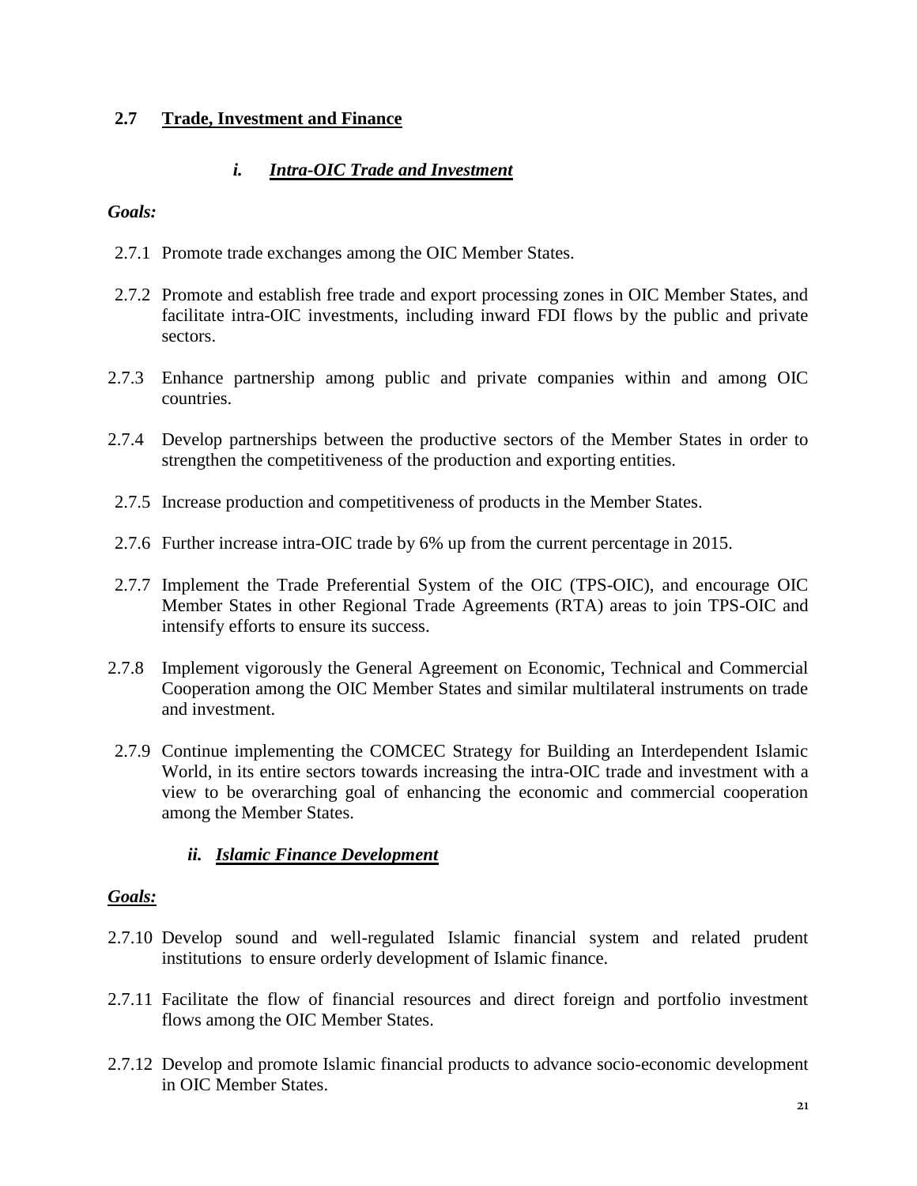## 2.7 Trade, Investment and Finance

### *i. Intra-OIC Trade and Investment*

*Goals:*

2.7.1 Promote trade exchanges among the OIC Member States.

2.7.2 Promote and establish free trade and export processing zones in OIC Member States, and facilitate intra-OIC investments, including inward FDI flows by the public and private sectors.

2.7.3 Enhance partnership among public and private companies within and among OIC countries.

2.7.4 Develop partnerships between the productive sectors of the Member States in order to strengthen the competitiveness of the production and exporting entities.

2.7.5 Increase production and competitiveness of products in the Member States.

2.7.6 Further increase intra-OIC trade by 6% up from the current percentage in 2015.

2.7.7 Implement the Trade Preferential System of the OIC (TPS-OIC), and encourage OIC Member States in other Regional Trade Agreements (RTA) areas to join TPS-OIC and intensify efforts to ensure its success.

2.7.8 Implement vigorously the General Agreement on Economic, Technical and Commercial Cooperation among the OIC Member States and similar multilateral instruments on trade and investment.

2.7.9 Continue implementing the COMCEC Strategy for Building an Interdependent Islamic World, in its entire sectors towards increasing the intra-OIC trade and investment with a view to be overarching goal of enhancing the economic and commercial cooperation among the Member States.

### *ii. Islamic Finance Development*

***Goals:***

2.7.10 Develop sound and well-regulated Islamic financial system and related prudent institutions to ensure orderly development of Islamic finance.

2.7.11 Facilitate the flow of financial resources and direct foreign and portfolio investment flows among the OIC Member States.

2.7.12 Develop and promote Islamic financial products to advance socio-economic development in OIC Member States.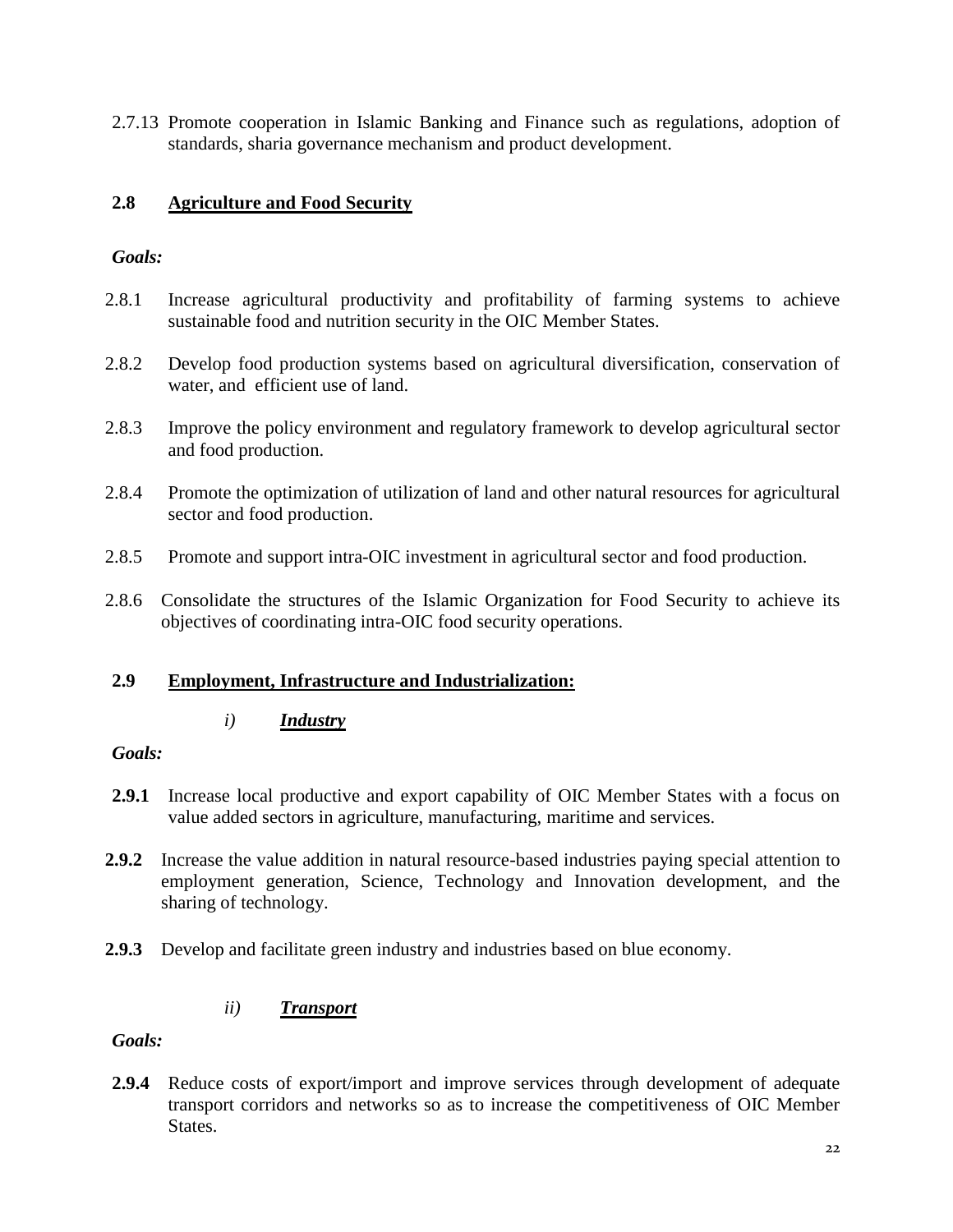2.7.13 Promote cooperation in Islamic Banking and Finance such as regulations, adoption of standards, sharia governance mechanism and product development.

## 2.8 Agriculture and Food Security

***Goals:***

2.8.1 Increase agricultural productivity and profitability of farming systems to achieve sustainable food and nutrition security in the OIC Member States.

2.8.2 Develop food production systems based on agricultural diversification, conservation of water, and efficient use of land.

2.8.3 Improve the policy environment and regulatory framework to develop agricultural sector and food production.

2.8.4 Promote the optimization of utilization of land and other natural resources for agricultural sector and food production.

2.8.5 Promote and support intra-OIC investment in agricultural sector and food production.

2.8.6 Consolidate the structures of the Islamic Organization for Food Security to achieve its objectives of coordinating intra-OIC food security operations.

## 2.9 Employment, Infrastructure and Industrialization:

### *i)* ***Industry***

***Goals:***

**2.9.1** Increase local productive and export capability of OIC Member States with a focus on value added sectors in agriculture, manufacturing, maritime and services.

**2.9.2** Increase the value addition in natural resource-based industries paying special attention to employment generation, Science, Technology and Innovation development, and the sharing of technology.

**2.9.3** Develop and facilitate green industry and industries based on blue economy.

### *ii)* ***Transport***

***Goals:***

**2.9.4** Reduce costs of export/import and improve services through development of adequate transport corridors and networks so as to increase the competitiveness of OIC Member States.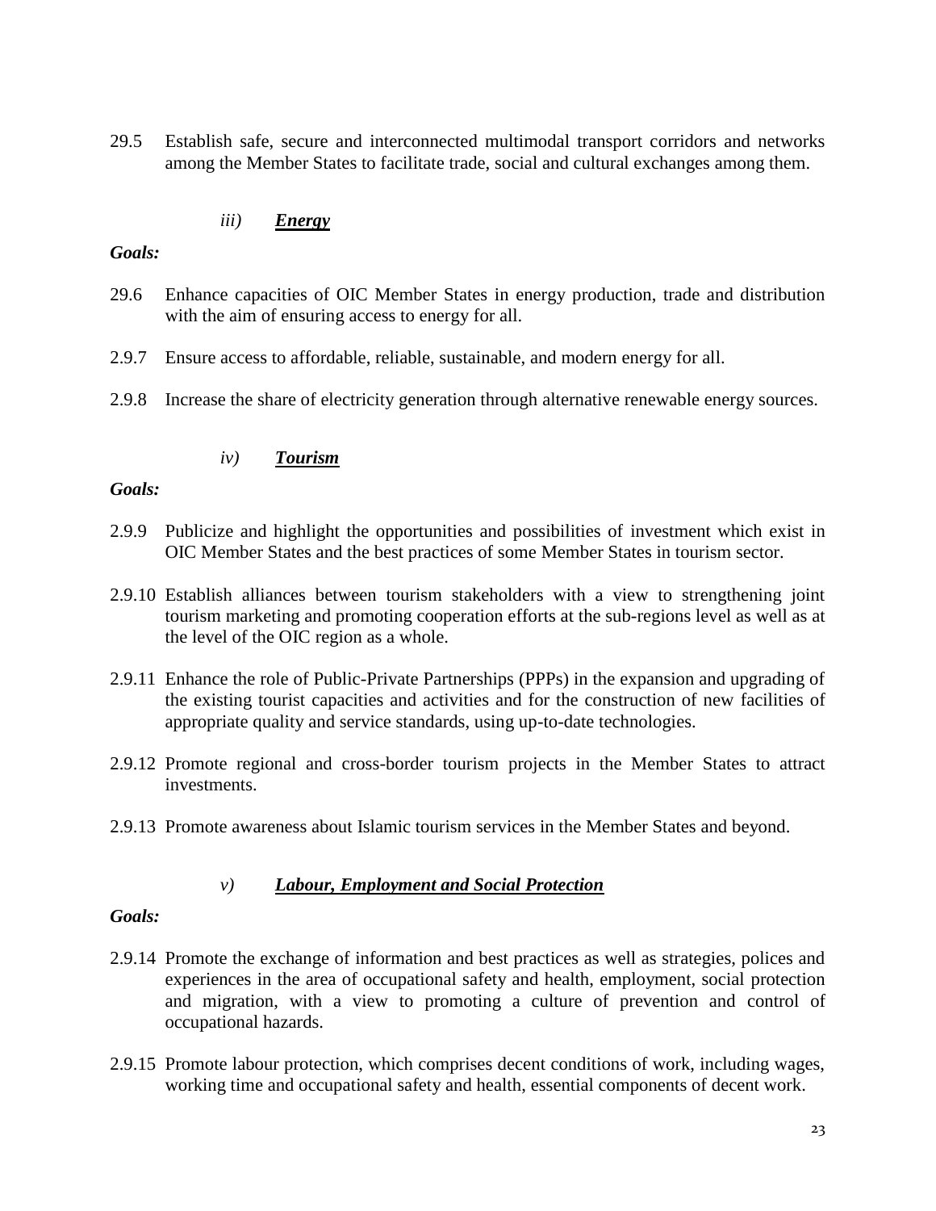29.5 Establish safe, secure and interconnected multimodal transport corridors and networks among the Member States to facilitate trade, social and cultural exchanges among them.

### *iii)* ***<u>Energy</u>***

***Goals:***

29.6 Enhance capacities of OIC Member States in energy production, trade and distribution with the aim of ensuring access to energy for all.

2.9.7 Ensure access to affordable, reliable, sustainable, and modern energy for all.

2.9.8 Increase the share of electricity generation through alternative renewable energy sources.

### *iv)* ***<u>Tourism</u>***

***Goals:***

2.9.9 Publicize and highlight the opportunities and possibilities of investment which exist in OIC Member States and the best practices of some Member States in tourism sector.

2.9.10 Establish alliances between tourism stakeholders with a view to strengthening joint tourism marketing and promoting cooperation efforts at the sub-regions level as well as at the level of the OIC region as a whole.

2.9.11 Enhance the role of Public-Private Partnerships (PPPs) in the expansion and upgrading of the existing tourist capacities and activities and for the construction of new facilities of appropriate quality and service standards, using up-to-date technologies.

2.9.12 Promote regional and cross-border tourism projects in the Member States to attract investments.

2.9.13 Promote awareness about Islamic tourism services in the Member States and beyond.

### *v)* ***<u>Labour, Employment and Social Protection</u>***

***Goals:***

2.9.14 Promote the exchange of information and best practices as well as strategies, polices and experiences in the area of occupational safety and health, employment, social protection and migration, with a view to promoting a culture of prevention and control of occupational hazards.

2.9.15 Promote labour protection, which comprises decent conditions of work, including wages, working time and occupational safety and health, essential components of decent work.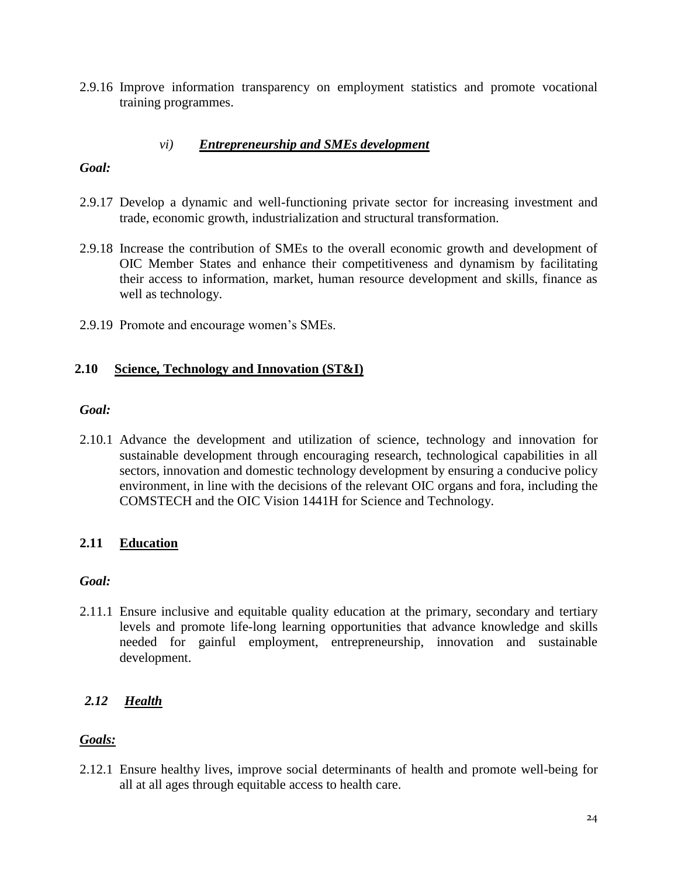2.9.16 Improve information transparency on employment statistics and promote vocational training programmes.

#### *vi)* ***Entrepreneurship and SMEs development***

***Goal:***

2.9.17 Develop a dynamic and well-functioning private sector for increasing investment and trade, economic growth, industrialization and structural transformation.

2.9.18 Increase the contribution of SMEs to the overall economic growth and development of OIC Member States and enhance their competitiveness and dynamism by facilitating their access to information, market, human resource development and skills, finance as well as technology.

2.9.19 Promote and encourage women's SMEs.

### 2.10 Science, Technology and Innovation (ST&I)

***Goal:***

2.10.1 Advance the development and utilization of science, technology and innovation for sustainable development through encouraging research, technological capabilities in all sectors, innovation and domestic technology development by ensuring a conducive policy environment, in line with the decisions of the relevant OIC organs and fora, including the COMSTECH and the OIC Vision 1441H for Science and Technology.

### 2.11 Education

***Goal:***

2.11.1 Ensure inclusive and equitable quality education at the primary, secondary and tertiary levels and promote life-long learning opportunities that advance knowledge and skills needed for gainful employment, entrepreneurship, innovation and sustainable development.

### *2.12 Health*

***Goals:***

2.12.1 Ensure healthy lives, improve social determinants of health and promote well-being for all at all ages through equitable access to health care.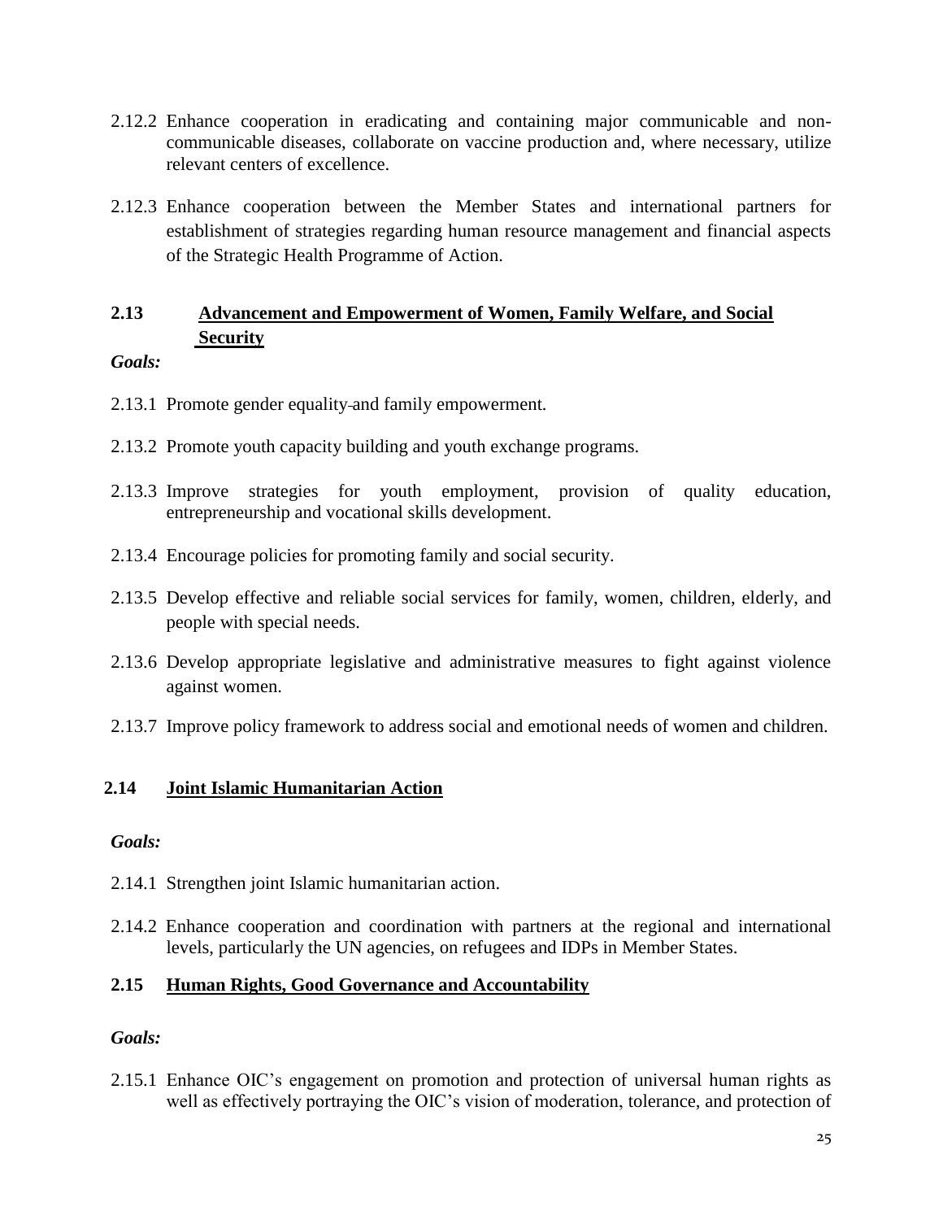2.12.2 Enhance cooperation in eradicating and containing major communicable and non-communicable diseases, collaborate on vaccine production and, where necessary, utilize relevant centers of excellence.

2.12.3 Enhance cooperation between the Member States and international partners for establishment of strategies regarding human resource management and financial aspects of the Strategic Health Programme of Action.

## 2.13 Advancement and Empowerment of Women, Family Welfare, and Social Security

*Goals:*

2.13.1 Promote gender equality and family empowerment.

2.13.2 Promote youth capacity building and youth exchange programs.

2.13.3 Improve strategies for youth employment, provision of quality education, entrepreneurship and vocational skills development.

2.13.4 Encourage policies for promoting family and social security.

2.13.5 Develop effective and reliable social services for family, women, children, elderly, and people with special needs.

2.13.6 Develop appropriate legislative and administrative measures to fight against violence against women.

2.13.7 Improve policy framework to address social and emotional needs of women and children.

## 2.14 Joint Islamic Humanitarian Action

*Goals:*

2.14.1 Strengthen joint Islamic humanitarian action.

2.14.2 Enhance cooperation and coordination with partners at the regional and international levels, particularly the UN agencies, on refugees and IDPs in Member States.

## 2.15 Human Rights, Good Governance and Accountability

*Goals:*

2.15.1 Enhance OIC's engagement on promotion and protection of universal human rights as well as effectively portraying the OIC's vision of moderation, tolerance, and protection of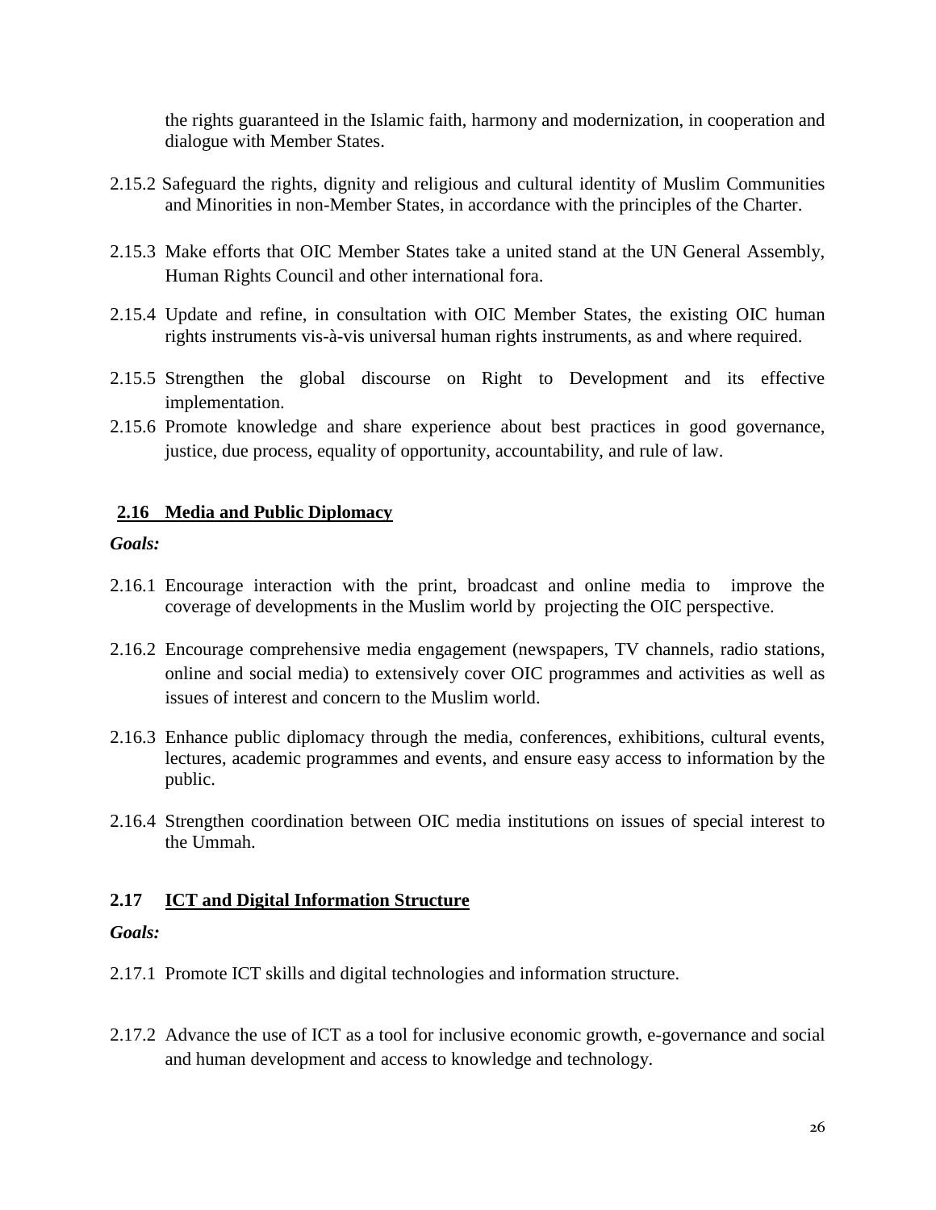the rights guaranteed in the Islamic faith, harmony and modernization, in cooperation and dialogue with Member States.

2.15.2 Safeguard the rights, dignity and religious and cultural identity of Muslim Communities and Minorities in non-Member States, in accordance with the principles of the Charter.

2.15.3 Make efforts that OIC Member States take a united stand at the UN General Assembly, Human Rights Council and other international fora.

2.15.4 Update and refine, in consultation with OIC Member States, the existing OIC human rights instruments vis-à-vis universal human rights instruments, as and where required.

2.15.5 Strengthen the global discourse on Right to Development and its effective implementation.

2.15.6 Promote knowledge and share experience about best practices in good governance, justice, due process, equality of opportunity, accountability, and rule of law.

## 2.16 Media and Public Diplomacy

***Goals:***

2.16.1 Encourage interaction with the print, broadcast and online media to improve the coverage of developments in the Muslim world by projecting the OIC perspective.

2.16.2 Encourage comprehensive media engagement (newspapers, TV channels, radio stations, online and social media) to extensively cover OIC programmes and activities as well as issues of interest and concern to the Muslim world.

2.16.3 Enhance public diplomacy through the media, conferences, exhibitions, cultural events, lectures, academic programmes and events, and ensure easy access to information by the public.

2.16.4 Strengthen coordination between OIC media institutions on issues of special interest to the Ummah.

## 2.17 ICT and Digital Information Structure

***Goals:***

2.17.1 Promote ICT skills and digital technologies and information structure.

2.17.2 Advance the use of ICT as a tool for inclusive economic growth, e-governance and social and human development and access to knowledge and technology.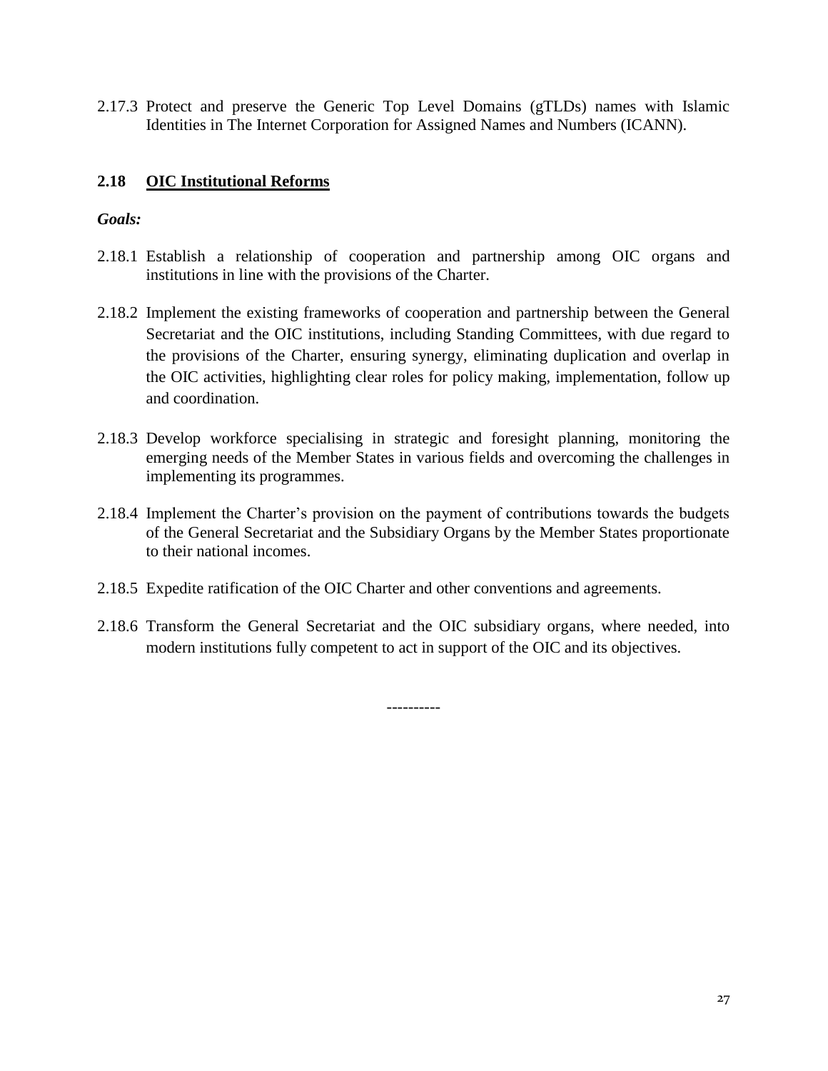2.17.3 Protect and preserve the Generic Top Level Domains (gTLDs) names with Islamic Identities in The Internet Corporation for Assigned Names and Numbers (ICANN).

## 2.18 OIC Institutional Reforms

***Goals:***

2.18.1 Establish a relationship of cooperation and partnership among OIC organs and institutions in line with the provisions of the Charter.

2.18.2 Implement the existing frameworks of cooperation and partnership between the General Secretariat and the OIC institutions, including Standing Committees, with due regard to the provisions of the Charter, ensuring synergy, eliminating duplication and overlap in the OIC activities, highlighting clear roles for policy making, implementation, follow up and coordination.

2.18.3 Develop workforce specialising in strategic and foresight planning, monitoring the emerging needs of the Member States in various fields and overcoming the challenges in implementing its programmes.

2.18.4 Implement the Charter's provision on the payment of contributions towards the budgets of the General Secretariat and the Subsidiary Organs by the Member States proportionate to their national incomes.

2.18.5 Expedite ratification of the OIC Charter and other conventions and agreements.

2.18.6 Transform the General Secretariat and the OIC subsidiary organs, where needed, into modern institutions fully competent to act in support of the OIC and its objectives.

----------